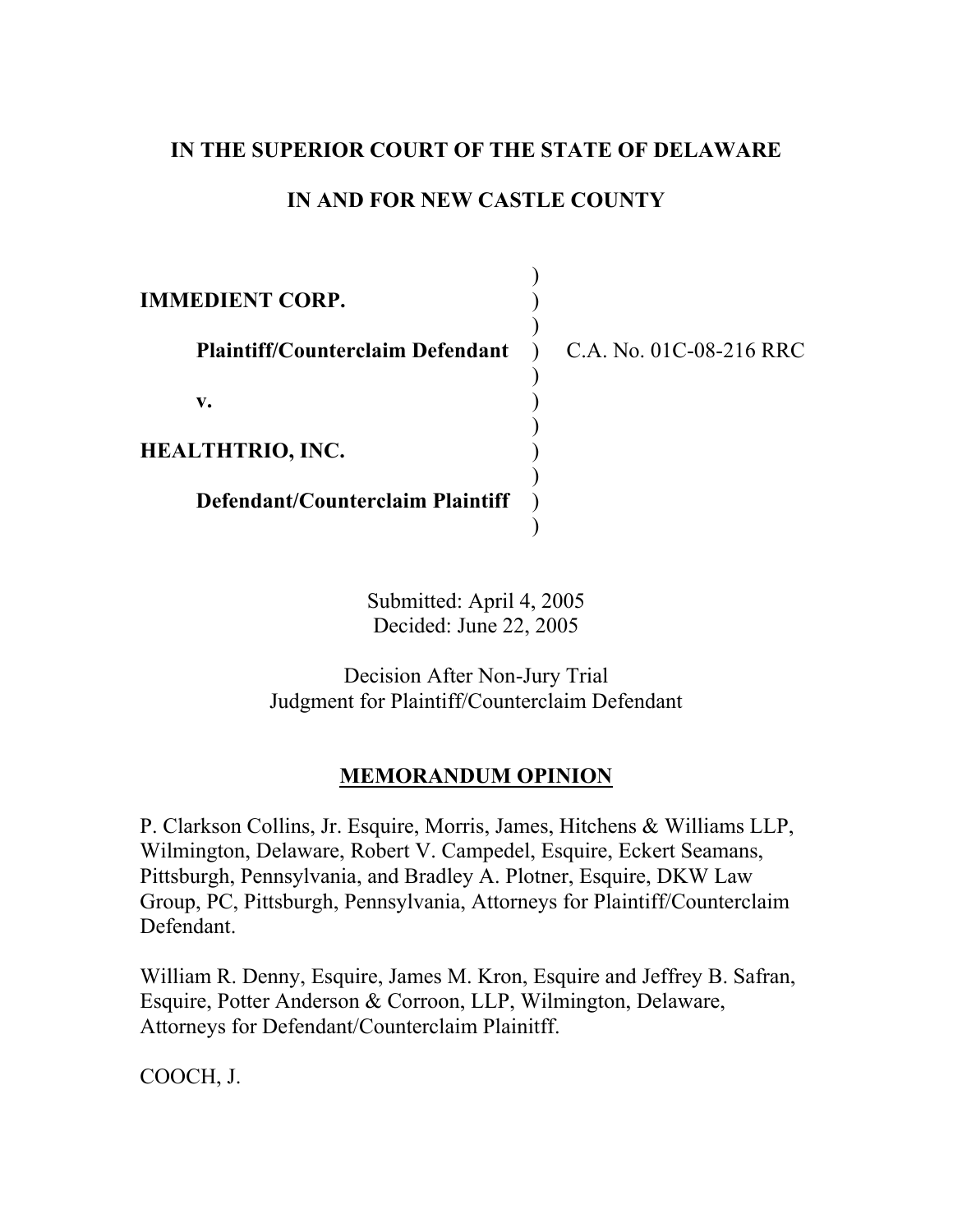**IN THE SUPERIOR COURT OF THE STATE OF DELAWARE**

**IN AND FOR NEW CASTLE COUNTY**

| | | |
|---|---|---|
| **IMMEDIENT CORP.** | ) | |
| **Plaintiff/Counterclaim Defendant** | ) | C.A. No. 01C-08-216 RRC |
| **v.** | ) | |
| **HEALTHTRIO, INC.** | ) | |
| **Defendant/Counterclaim Plaintiff** | ) | |

Submitted: April 4, 2005
Decided: June 22, 2005

Decision After Non-Jury Trial
Judgment for Plaintiff/Counterclaim Defendant

**MEMORANDUM OPINION**

P. Clarkson Collins, Jr. Esquire, Morris, James, Hitchens & Williams LLP, Wilmington, Delaware, Robert V. Campedel, Esquire, Eckert Seamans, Pittsburgh, Pennsylvania, and Bradley A. Plotner, Esquire, DKW Law Group, PC, Pittsburgh, Pennsylvania, Attorneys for Plaintiff/Counterclaim Defendant.

William R. Denny, Esquire, James M. Kron, Esquire and Jeffrey B. Safran, Esquire, Potter Anderson & Corroon, LLP, Wilmington, Delaware, Attorneys for Defendant/Counterclaim Plainitff.

COOCH, J.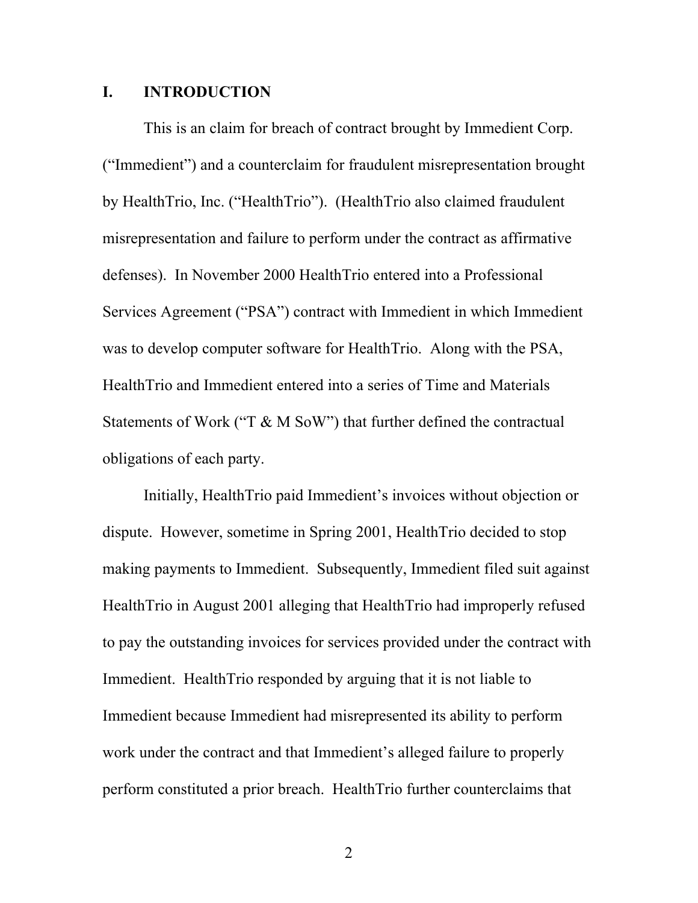## I. INTRODUCTION

This is an claim for breach of contract brought by Immedient Corp. ("Immedient") and a counterclaim for fraudulent misrepresentation brought by HealthTrio, Inc. ("HealthTrio"). (HealthTrio also claimed fraudulent misrepresentation and failure to perform under the contract as affirmative defenses). In November 2000 HealthTrio entered into a Professional Services Agreement ("PSA") contract with Immedient in which Immedient was to develop computer software for HealthTrio. Along with the PSA, HealthTrio and Immedient entered into a series of Time and Materials Statements of Work ("T & M SoW") that further defined the contractual obligations of each party.

Initially, HealthTrio paid Immedient's invoices without objection or dispute. However, sometime in Spring 2001, HealthTrio decided to stop making payments to Immedient. Subsequently, Immedient filed suit against HealthTrio in August 2001 alleging that HealthTrio had improperly refused to pay the outstanding invoices for services provided under the contract with Immedient. HealthTrio responded by arguing that it is not liable to Immedient because Immedient had misrepresented its ability to perform work under the contract and that Immedient's alleged failure to properly perform constituted a prior breach. HealthTrio further counterclaims that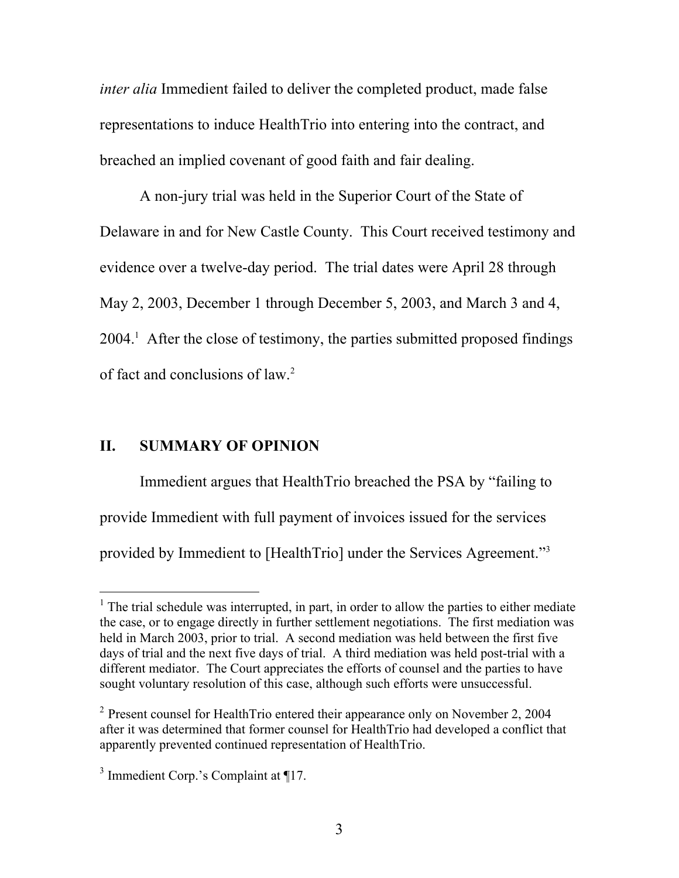*inter alia* Immedient failed to deliver the completed product, made false representations to induce HealthTrio into entering into the contract, and breached an implied covenant of good faith and fair dealing.

A non-jury trial was held in the Superior Court of the State of Delaware in and for New Castle County. This Court received testimony and evidence over a twelve-day period. The trial dates were April 28 through May 2, 2003, December 1 through December 5, 2003, and March 3 and 4, 2004.[1] After the close of testimony, the parties submitted proposed findings of fact and conclusions of law.[2]

## II. SUMMARY OF OPINION

Immedient argues that HealthTrio breached the PSA by "failing to provide Immedient with full payment of invoices issued for the services provided by Immedient to [HealthTrio] under the Services Agreement."[3]

---

[1] The trial schedule was interrupted, in part, in order to allow the parties to either mediate the case, or to engage directly in further settlement negotiations. The first mediation was held in March 2003, prior to trial. A second mediation was held between the first five days of trial and the next five days of trial. A third mediation was held post-trial with a different mediator. The Court appreciates the efforts of counsel and the parties to have sought voluntary resolution of this case, although such efforts were unsuccessful.

[2] Present counsel for HealthTrio entered their appearance only on November 2, 2004 after it was determined that former counsel for HealthTrio had developed a conflict that apparently prevented continued representation of HealthTrio.

[3] Immedient Corp.'s Complaint at ¶17.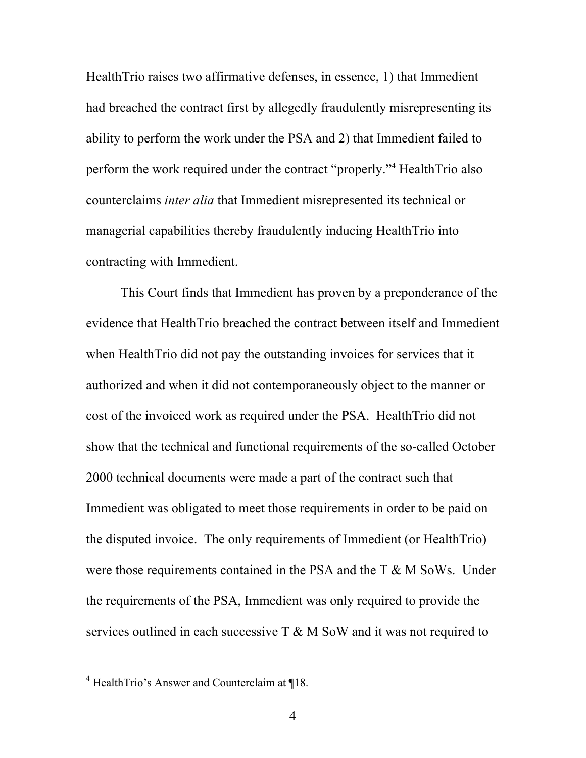HealthTrio raises two affirmative defenses, in essence, 1) that Immedient had breached the contract first by allegedly fraudulently misrepresenting its ability to perform the work under the PSA and 2) that Immedient failed to perform the work required under the contract "properly."[4] HealthTrio also counterclaims *inter alia* that Immedient misrepresented its technical or managerial capabilities thereby fraudulently inducing HealthTrio into contracting with Immedient.

This Court finds that Immedient has proven by a preponderance of the evidence that HealthTrio breached the contract between itself and Immedient when HealthTrio did not pay the outstanding invoices for services that it authorized and when it did not contemporaneously object to the manner or cost of the invoiced work as required under the PSA. HealthTrio did not show that the technical and functional requirements of the so-called October 2000 technical documents were made a part of the contract such that Immedient was obligated to meet those requirements in order to be paid on the disputed invoice. The only requirements of Immedient (or HealthTrio) were those requirements contained in the PSA and the T & M SoWs. Under the requirements of the PSA, Immedient was only required to provide the services outlined in each successive T & M SoW and it was not required to

[4] HealthTrio's Answer and Counterclaim at ¶18.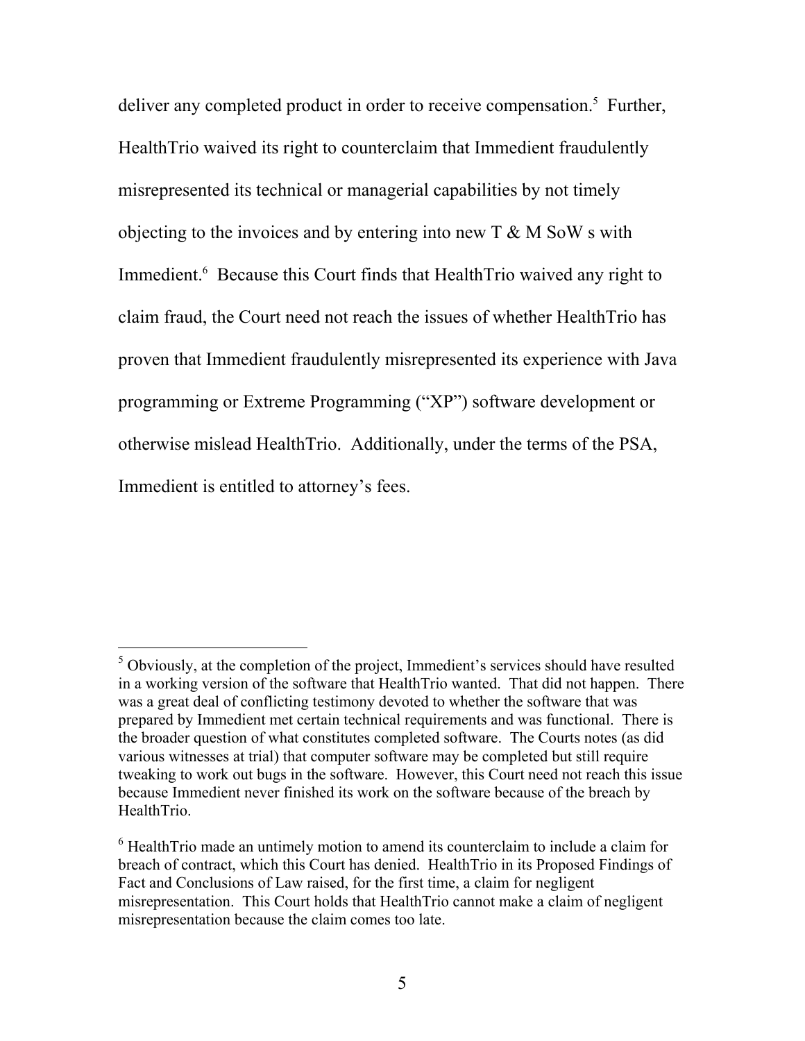deliver any completed product in order to receive compensation.[5] Further, HealthTrio waived its right to counterclaim that Immedient fraudulently misrepresented its technical or managerial capabilities by not timely objecting to the invoices and by entering into new T & M SoW s with Immedient.[6] Because this Court finds that HealthTrio waived any right to claim fraud, the Court need not reach the issues of whether HealthTrio has proven that Immedient fraudulently misrepresented its experience with Java programming or Extreme Programming ("XP") software development or otherwise mislead HealthTrio. Additionally, under the terms of the PSA, Immedient is entitled to attorney's fees.

---

[5] Obviously, at the completion of the project, Immedient's services should have resulted in a working version of the software that HealthTrio wanted. That did not happen. There was a great deal of conflicting testimony devoted to whether the software that was prepared by Immedient met certain technical requirements and was functional. There is the broader question of what constitutes completed software. The Courts notes (as did various witnesses at trial) that computer software may be completed but still require tweaking to work out bugs in the software. However, this Court need not reach this issue because Immedient never finished its work on the software because of the breach by HealthTrio.

[6] HealthTrio made an untimely motion to amend its counterclaim to include a claim for breach of contract, which this Court has denied. HealthTrio in its Proposed Findings of Fact and Conclusions of Law raised, for the first time, a claim for negligent misrepresentation. This Court holds that HealthTrio cannot make a claim of negligent misrepresentation because the claim comes too late.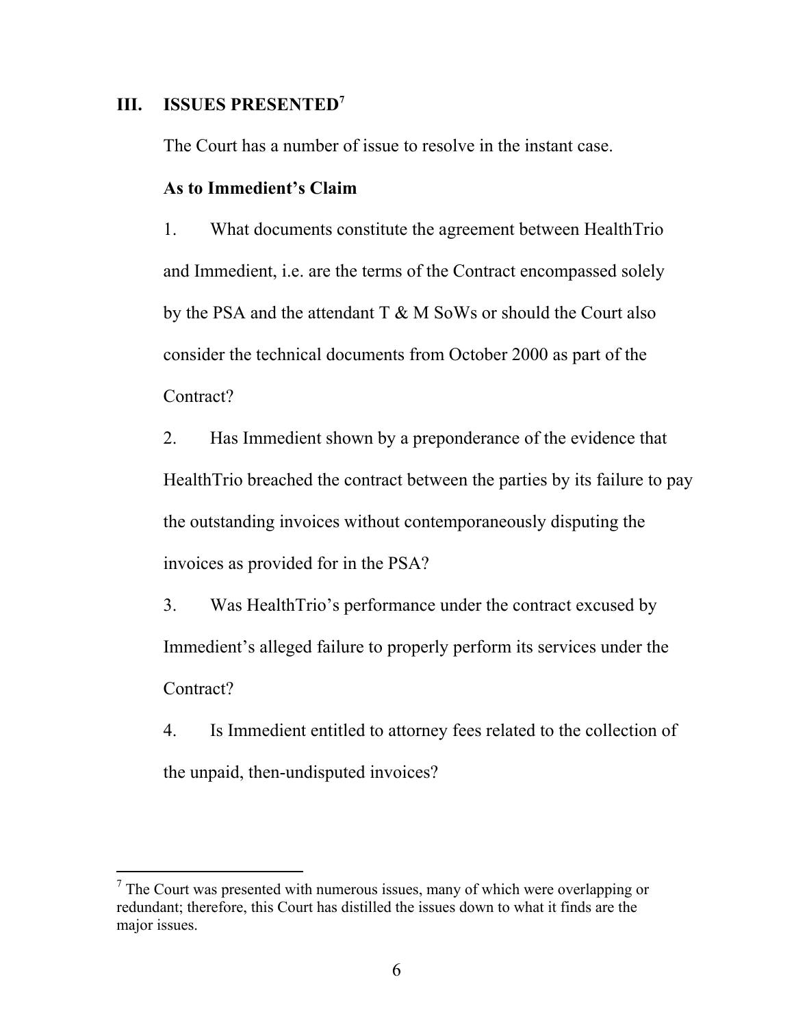## III. ISSUES PRESENTED[7]

The Court has a number of issue to resolve in the instant case.

**As to Immedient's Claim**

1. What documents constitute the agreement between HealthTrio and Immedient, i.e. are the terms of the Contract encompassed solely by the PSA and the attendant T & M SoWs or should the Court also consider the technical documents from October 2000 as part of the Contract?

2. Has Immedient shown by a preponderance of the evidence that HealthTrio breached the contract between the parties by its failure to pay the outstanding invoices without contemporaneously disputing the invoices as provided for in the PSA?

3. Was HealthTrio's performance under the contract excused by Immedient's alleged failure to properly perform its services under the Contract?

4. Is Immedient entitled to attorney fees related to the collection of the unpaid, then-undisputed invoices?

---

[7] The Court was presented with numerous issues, many of which were overlapping or redundant; therefore, this Court has distilled the issues down to what it finds are the major issues.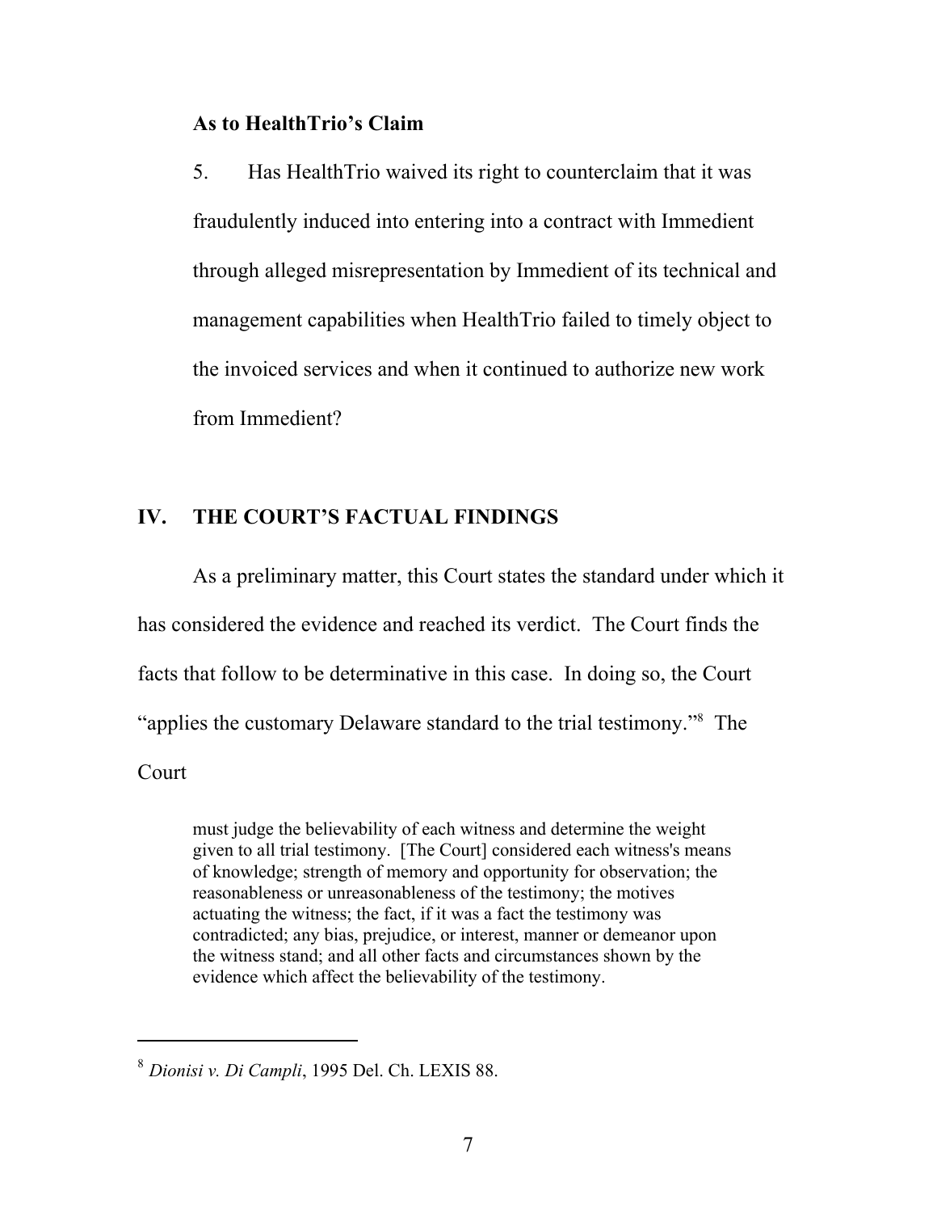**As to HealthTrio's Claim**

5. Has HealthTrio waived its right to counterclaim that it was fraudulently induced into entering into a contract with Immedient through alleged misrepresentation by Immedient of its technical and management capabilities when HealthTrio failed to timely object to the invoiced services and when it continued to authorize new work from Immedient?

## IV. THE COURT'S FACTUAL FINDINGS

As a preliminary matter, this Court states the standard under which it has considered the evidence and reached its verdict. The Court finds the facts that follow to be determinative in this case. In doing so, the Court "applies the customary Delaware standard to the trial testimony."[8] The Court

> must judge the believability of each witness and determine the weight given to all trial testimony. [The Court] considered each witness's means of knowledge; strength of memory and opportunity for observation; the reasonableness or unreasonableness of the testimony; the motives actuating the witness; the fact, if it was a fact the testimony was contradicted; any bias, prejudice, or interest, manner or demeanor upon the witness stand; and all other facts and circumstances shown by the evidence which affect the believability of the testimony.

---

[8] *Dionisi v. Di Campli*, 1995 Del. Ch. LEXIS 88.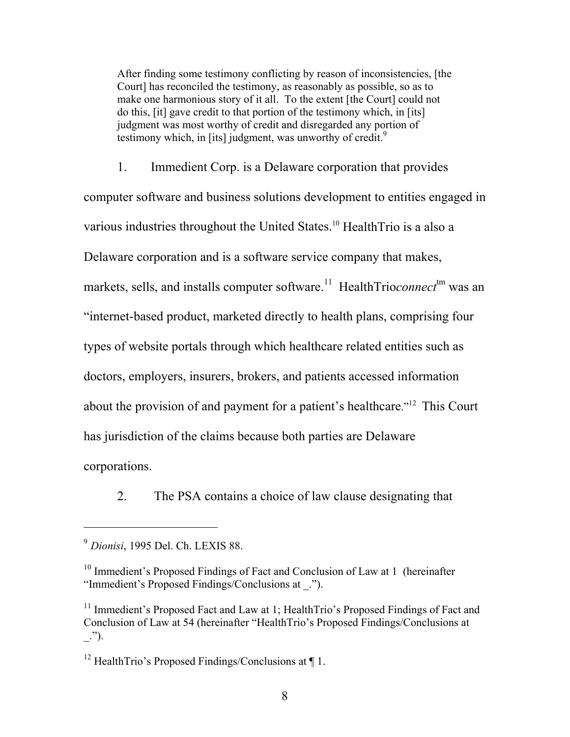> After finding some testimony conflicting by reason of inconsistencies, [the Court] has reconciled the testimony, as reasonably as possible, so as to make one harmonious story of it all. To the extent [the Court] could not do this, [it] gave credit to that portion of the testimony which, in [its] judgment was most worthy of credit and disregarded any portion of testimony which, in [its] judgment, was unworthy of credit.[9]

1. Immedient Corp. is a Delaware corporation that provides computer software and business solutions development to entities engaged in various industries throughout the United States.[10] HealthTrio is a also a Delaware corporation and is a software service company that makes, markets, sells, and installs computer software.[11] HealthTrio*connect*^tm was an "internet-based product, marketed directly to health plans, comprising four types of website portals through which healthcare related entities such as doctors, employers, insurers, brokers, and patients accessed information about the provision of and payment for a patient's healthcare."[12] This Court has jurisdiction of the claims because both parties are Delaware corporations.

2. The PSA contains a choice of law clause designating that

---

[9] *Dionisi*, 1995 Del. Ch. LEXIS 88.

[10] Immedient's Proposed Findings of Fact and Conclusion of Law at 1 (hereinafter "Immedient's Proposed Findings/Conclusions at _.").

[11] Immedient's Proposed Fact and Law at 1; HealthTrio's Proposed Findings of Fact and Conclusion of Law at 54 (hereinafter "HealthTrio's Proposed Findings/Conclusions at _.").

[12] HealthTrio's Proposed Findings/Conclusions at ¶ 1.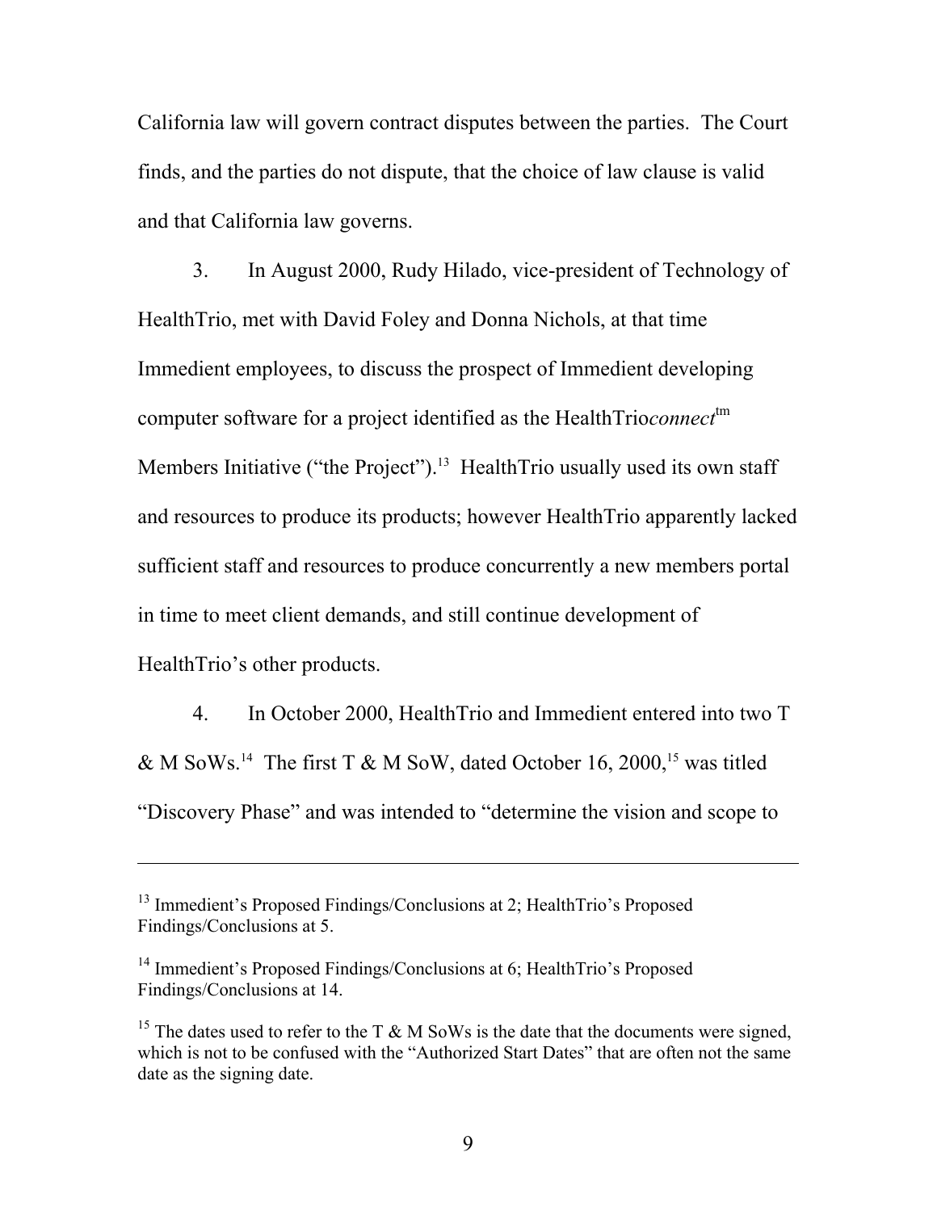California law will govern contract disputes between the parties. The Court finds, and the parties do not dispute, that the choice of law clause is valid and that California law governs.

3. In August 2000, Rudy Hilado, vice-president of Technology of HealthTrio, met with David Foley and Donna Nichols, at that time Immedient employees, to discuss the prospect of Immedient developing computer software for a project identified as the HealthTrio*connect*tm Members Initiative ("the Project").[13] HealthTrio usually used its own staff and resources to produce its products; however HealthTrio apparently lacked sufficient staff and resources to produce concurrently a new members portal in time to meet client demands, and still continue development of HealthTrio's other products.

4. In October 2000, HealthTrio and Immedient entered into two T & M SoWs.[14] The first T & M SoW, dated October 16, 2000,[15] was titled "Discovery Phase" and was intended to "determine the vision and scope to

---

[13] Immedient's Proposed Findings/Conclusions at 2; HealthTrio's Proposed Findings/Conclusions at 5.

[14] Immedient's Proposed Findings/Conclusions at 6; HealthTrio's Proposed Findings/Conclusions at 14.

[15] The dates used to refer to the T & M SoWs is the date that the documents were signed, which is not to be confused with the "Authorized Start Dates" that are often not the same date as the signing date.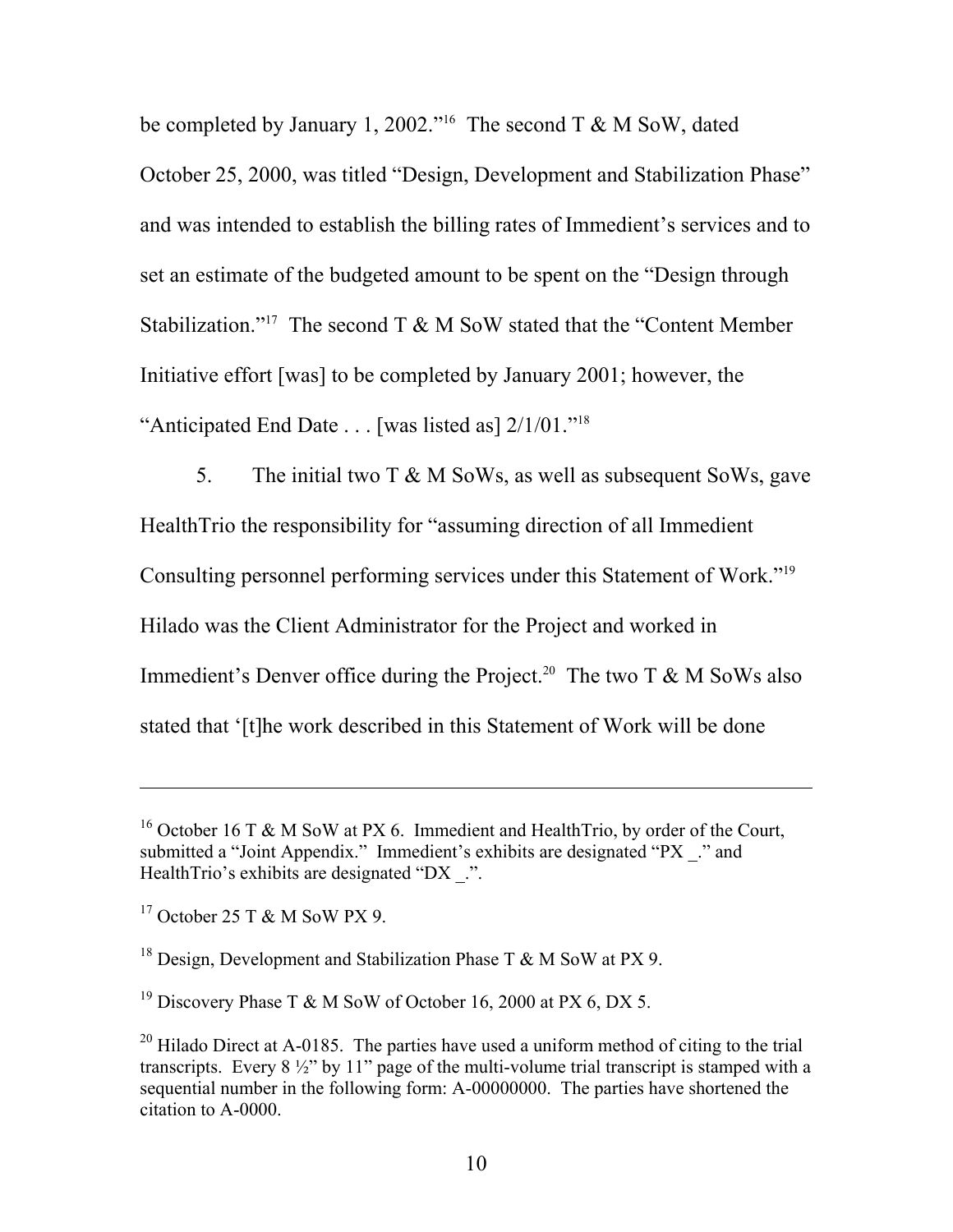be completed by January 1, 2002."[16] The second T & M SoW, dated October 25, 2000, was titled "Design, Development and Stabilization Phase" and was intended to establish the billing rates of Immedient's services and to set an estimate of the budgeted amount to be spent on the "Design through Stabilization."[17] The second T & M SoW stated that the "Content Member Initiative effort [was] to be completed by January 2001; however, the "Anticipated End Date . . . [was listed as] 2/1/01."[18]

5. The initial two T & M SoWs, as well as subsequent SoWs, gave HealthTrio the responsibility for "assuming direction of all Immedient Consulting personnel performing services under this Statement of Work."[19] Hilado was the Client Administrator for the Project and worked in Immedient's Denver office during the Project.[20] The two T & M SoWs also stated that '[t]he work described in this Statement of Work will be done

---

[16] October 16 T & M SoW at PX 6. Immedient and HealthTrio, by order of the Court, submitted a "Joint Appendix." Immedient's exhibits are designated "PX _." and HealthTrio's exhibits are designated "DX _.".

[17] October 25 T & M SoW PX 9.

[18] Design, Development and Stabilization Phase T & M SoW at PX 9.

[19] Discovery Phase T & M SoW of October 16, 2000 at PX 6, DX 5.

[20] Hilado Direct at A-0185. The parties have used a uniform method of citing to the trial transcripts. Every 8 ½" by 11" page of the multi-volume trial transcript is stamped with a sequential number in the following form: A-00000000. The parties have shortened the citation to A-0000.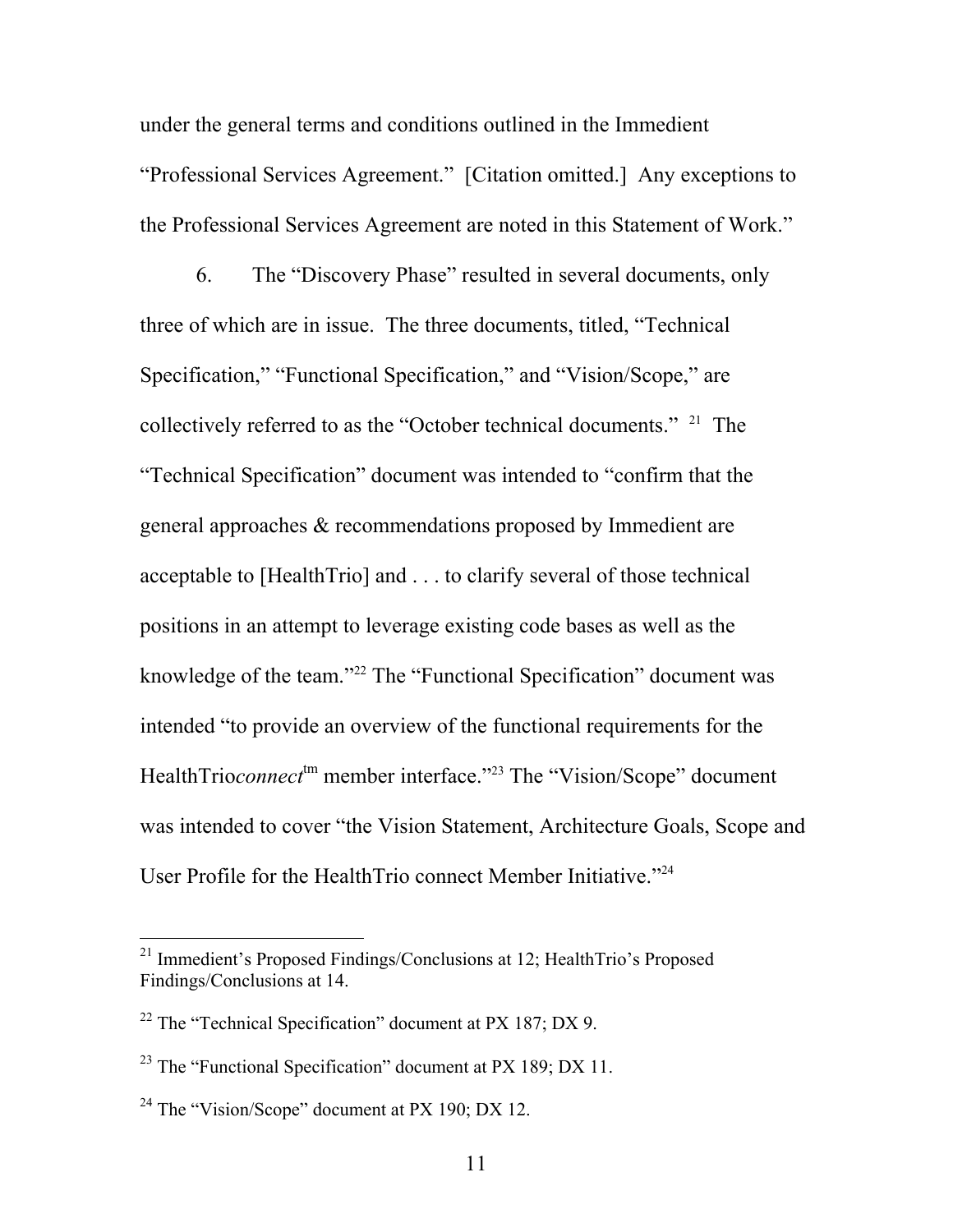under the general terms and conditions outlined in the Immedient "Professional Services Agreement." [Citation omitted.] Any exceptions to the Professional Services Agreement are noted in this Statement of Work."

6. The "Discovery Phase" resulted in several documents, only three of which are in issue. The three documents, titled, "Technical Specification," "Functional Specification," and "Vision/Scope," are collectively referred to as the "October technical documents." [21] The "Technical Specification" document was intended to "confirm that the general approaches & recommendations proposed by Immedient are acceptable to [HealthTrio] and . . . to clarify several of those technical positions in an attempt to leverage existing code bases as well as the knowledge of the team."[22] The "Functional Specification" document was intended "to provide an overview of the functional requirements for the HealthTrio*connect*tm member interface."[23] The "Vision/Scope" document was intended to cover "the Vision Statement, Architecture Goals, Scope and User Profile for the HealthTrio connect Member Initiative."[24]

---

[21] Immedient's Proposed Findings/Conclusions at 12; HealthTrio's Proposed Findings/Conclusions at 14.

[22] The "Technical Specification" document at PX 187; DX 9.

[23] The "Functional Specification" document at PX 189; DX 11.

[24] The "Vision/Scope" document at PX 190; DX 12.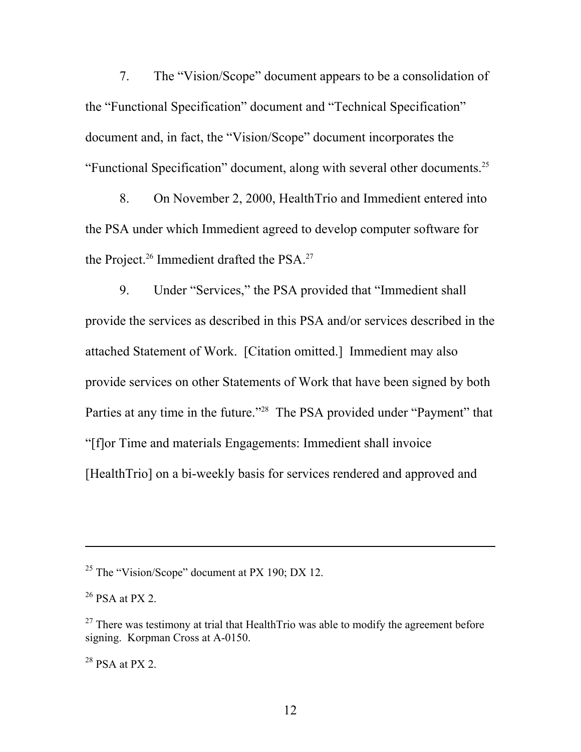7. The "Vision/Scope" document appears to be a consolidation of the "Functional Specification" document and "Technical Specification" document and, in fact, the "Vision/Scope" document incorporates the "Functional Specification" document, along with several other documents.[25]

8. On November 2, 2000, HealthTrio and Immedient entered into the PSA under which Immedient agreed to develop computer software for the Project.[26] Immedient drafted the PSA.[27]

9. Under "Services," the PSA provided that "Immedient shall provide the services as described in this PSA and/or services described in the attached Statement of Work. [Citation omitted.] Immedient may also provide services on other Statements of Work that have been signed by both Parties at any time in the future."[28] The PSA provided under "Payment" that "[f]or Time and materials Engagements: Immedient shall invoice [HealthTrio] on a bi-weekly basis for services rendered and approved and

---

[25] The "Vision/Scope" document at PX 190; DX 12.

[26] PSA at PX 2.

[27] There was testimony at trial that HealthTrio was able to modify the agreement before signing. Korpman Cross at A-0150.

[28] PSA at PX 2.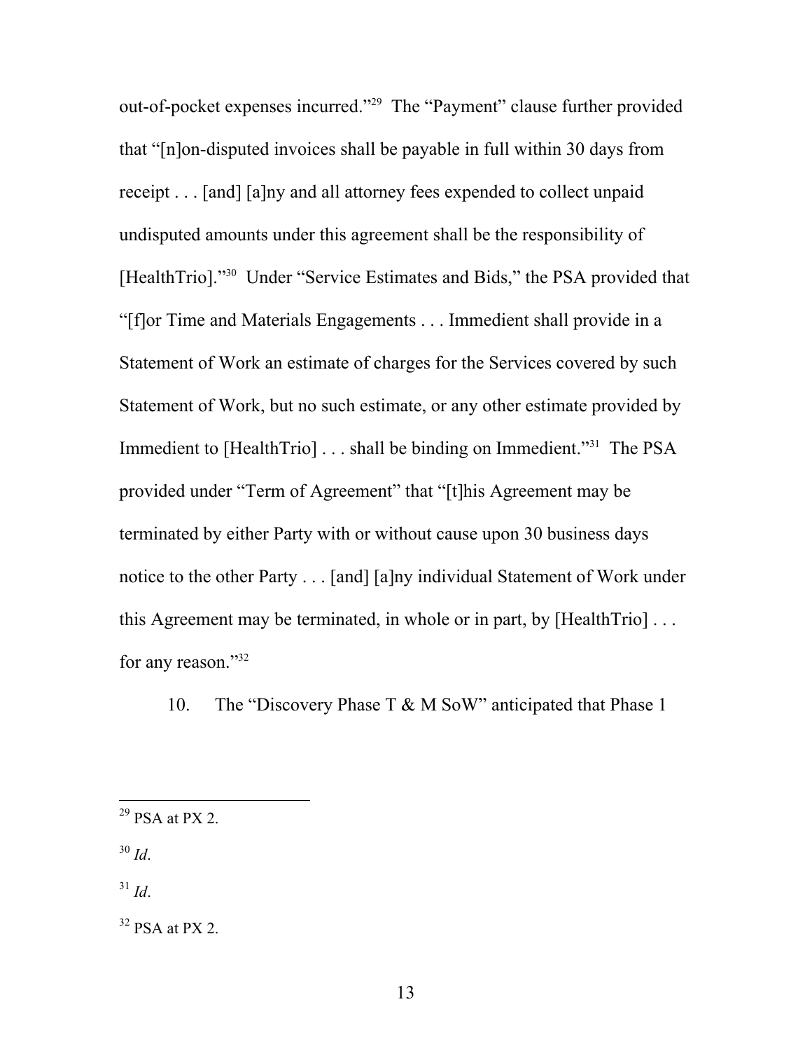out-of-pocket expenses incurred."[29] The "Payment" clause further provided that "[n]on-disputed invoices shall be payable in full within 30 days from receipt . . . [and] [a]ny and all attorney fees expended to collect unpaid undisputed amounts under this agreement shall be the responsibility of [HealthTrio]."[30] Under "Service Estimates and Bids," the PSA provided that "[f]or Time and Materials Engagements . . . Immedient shall provide in a Statement of Work an estimate of charges for the Services covered by such Statement of Work, but no such estimate, or any other estimate provided by Immedient to [HealthTrio] . . . shall be binding on Immedient."[31] The PSA provided under "Term of Agreement" that "[t]his Agreement may be terminated by either Party with or without cause upon 30 business days notice to the other Party . . . [and] [a]ny individual Statement of Work under this Agreement may be terminated, in whole or in part, by [HealthTrio] . . . for any reason."[32]

10. The "Discovery Phase T & M SoW" anticipated that Phase 1

---

[29] PSA at PX 2.

[30] *Id*.

[31] *Id*.

[32] PSA at PX 2.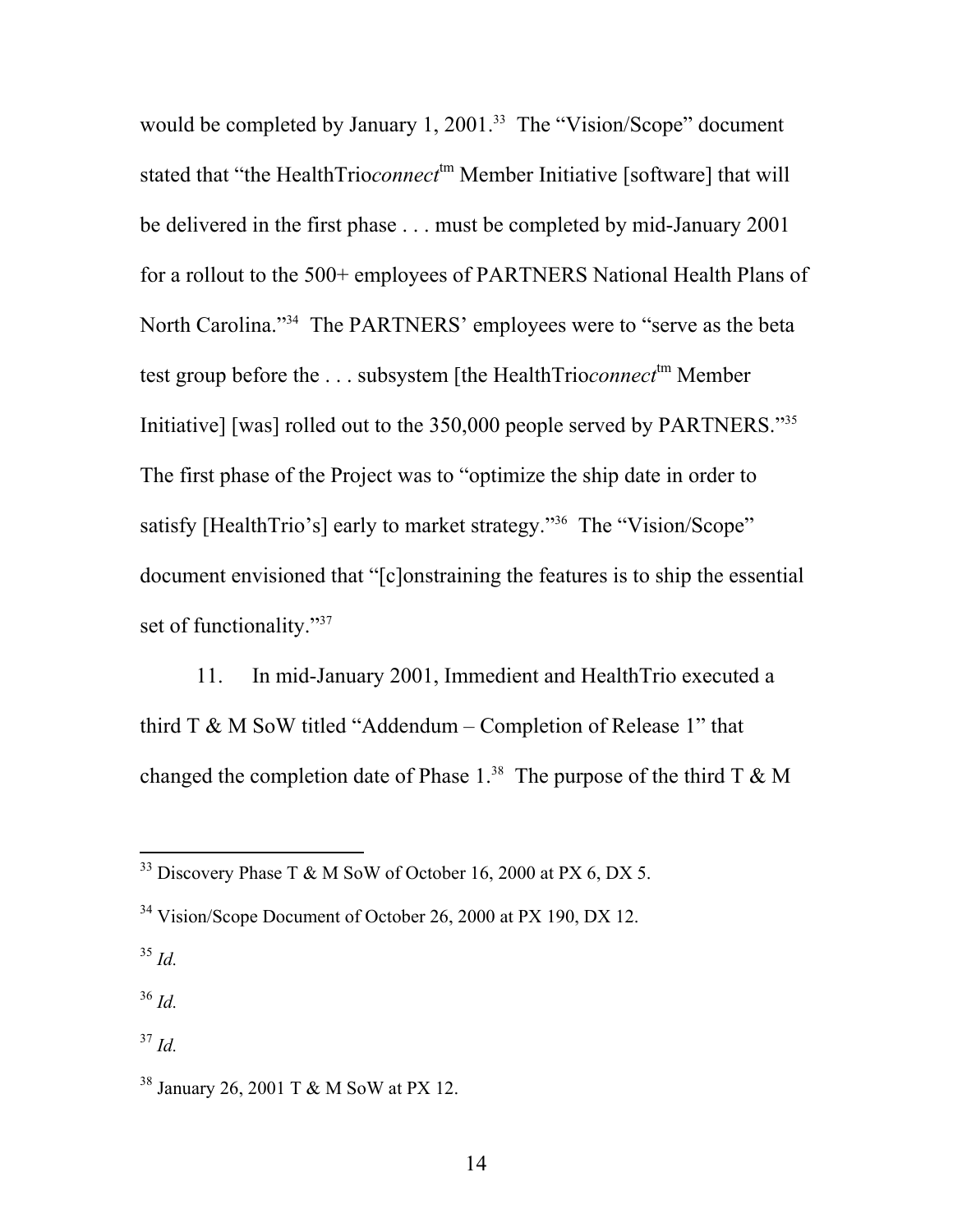would be completed by January 1, 2001.[33] The "Vision/Scope" document stated that "the HealthTrio*connect*[tm] Member Initiative [software] that will be delivered in the first phase . . . must be completed by mid-January 2001 for a rollout to the 500+ employees of PARTNERS National Health Plans of North Carolina."[34] The PARTNERS' employees were to "serve as the beta test group before the . . . subsystem [the HealthTrio*connect*[tm] Member Initiative] [was] rolled out to the 350,000 people served by PARTNERS."[35] The first phase of the Project was to "optimize the ship date in order to satisfy [HealthTrio's] early to market strategy."[36] The "Vision/Scope" document envisioned that "[c]onstraining the features is to ship the essential set of functionality."[37]

11. In mid-January 2001, Immedient and HealthTrio executed a third T & M SoW titled "Addendum – Completion of Release 1" that changed the completion date of Phase 1.[38] The purpose of the third T & M

---

[33] Discovery Phase T & M SoW of October 16, 2000 at PX 6, DX 5.

[34] Vision/Scope Document of October 26, 2000 at PX 190, DX 12.

[35] *Id.*

[36] *Id.*

[37] *Id.*

[38] January 26, 2001 T & M SoW at PX 12.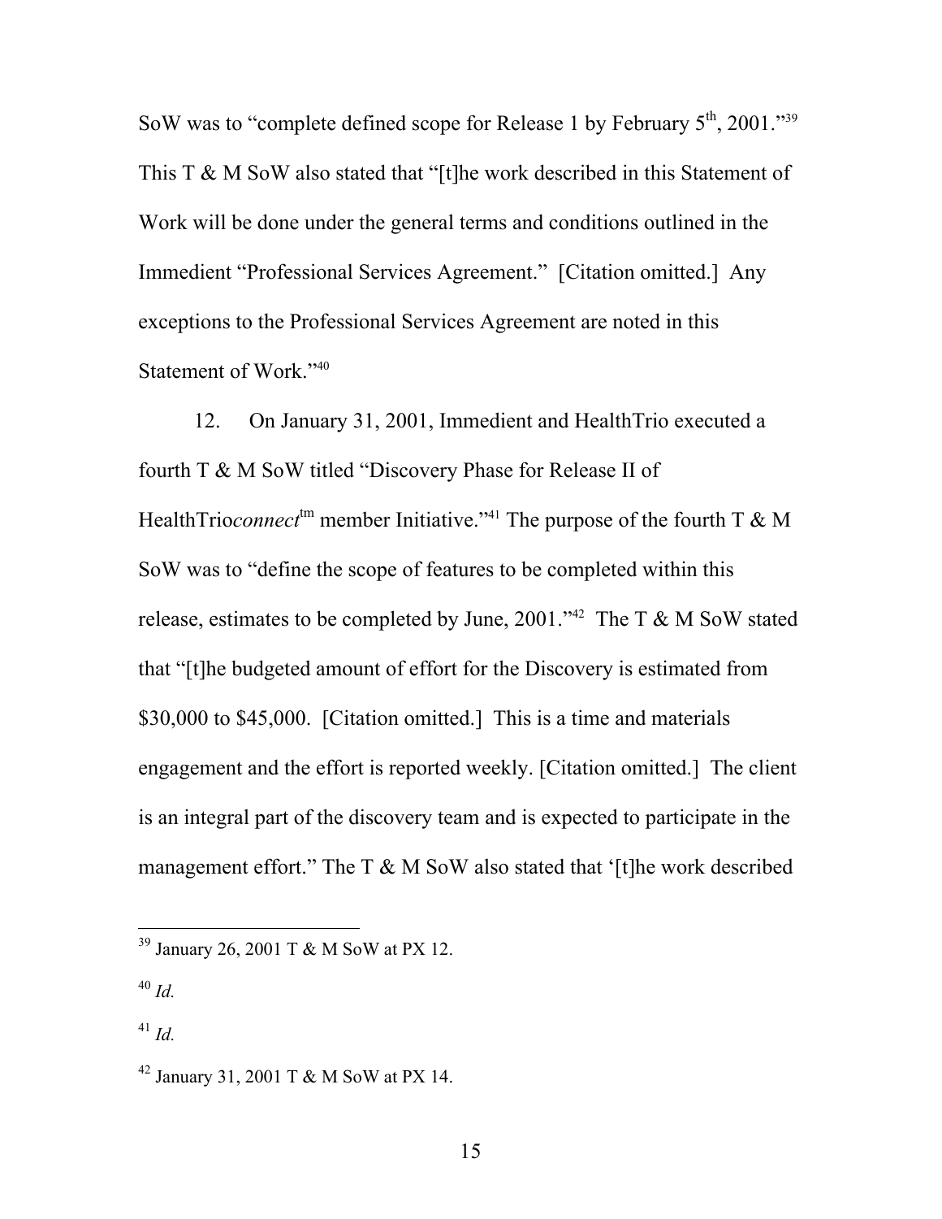SoW was to "complete defined scope for Release 1 by February 5th, 2001."[39] This T & M SoW also stated that "[t]he work described in this Statement of Work will be done under the general terms and conditions outlined in the Immedient "Professional Services Agreement." [Citation omitted.] Any exceptions to the Professional Services Agreement are noted in this Statement of Work."[40]

12. On January 31, 2001, Immedient and HealthTrio executed a fourth T & M SoW titled "Discovery Phase for Release II of HealthTrio*connect*tm member Initiative."[41] The purpose of the fourth T & M SoW was to "define the scope of features to be completed within this release, estimates to be completed by June, 2001."[42] The T & M SoW stated that "[t]he budgeted amount of effort for the Discovery is estimated from $30,000 to $45,000. [Citation omitted.] This is a time and materials engagement and the effort is reported weekly. [Citation omitted.] The client is an integral part of the discovery team and is expected to participate in the management effort." The T & M SoW also stated that '[t]he work described

---

[39] January 26, 2001 T & M SoW at PX 12.

[40] *Id.*

[41] *Id.*

[42] January 31, 2001 T & M SoW at PX 14.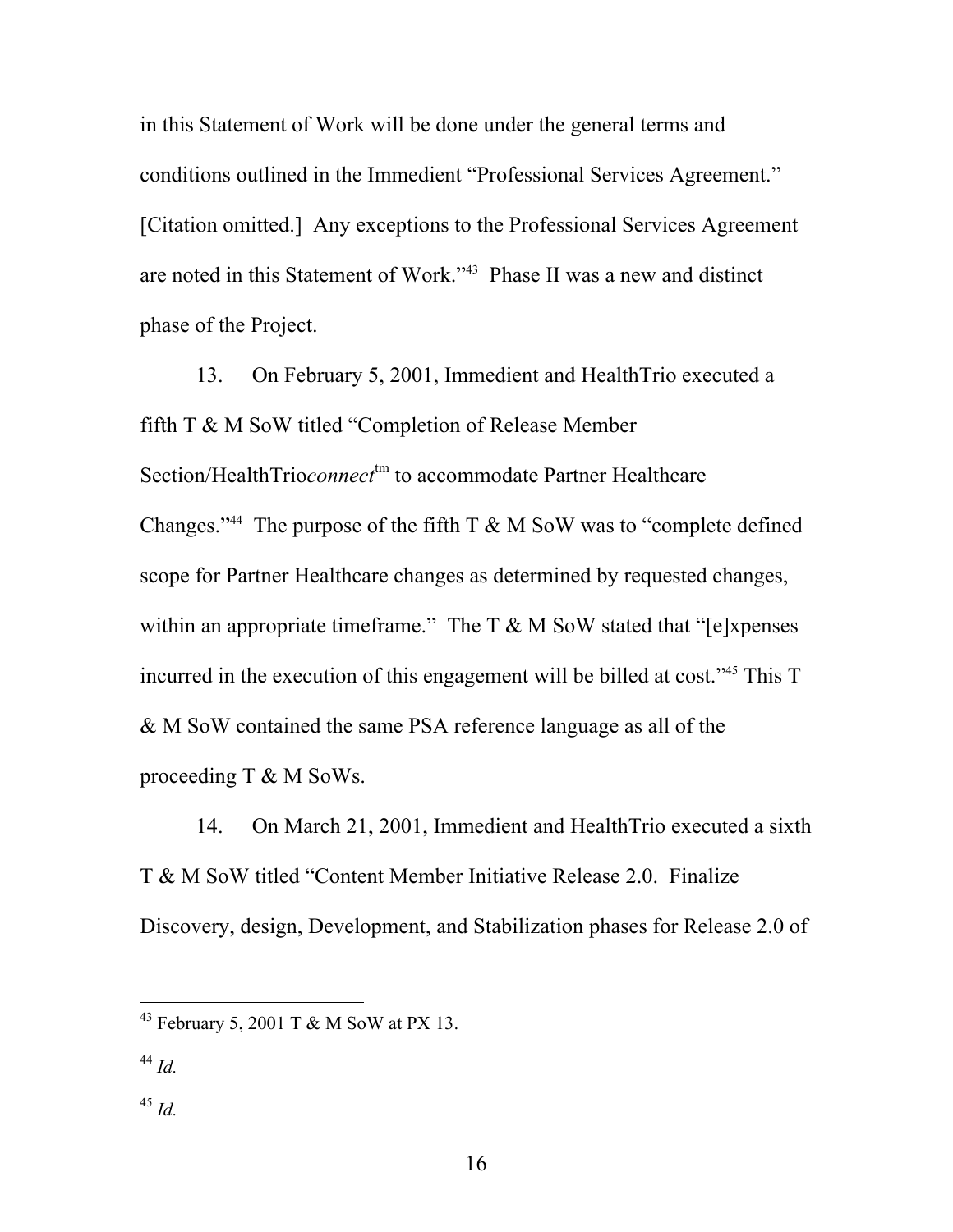in this Statement of Work will be done under the general terms and conditions outlined in the Immedient "Professional Services Agreement." [Citation omitted.] Any exceptions to the Professional Services Agreement are noted in this Statement of Work."[43] Phase II was a new and distinct phase of the Project.

13. On February 5, 2001, Immedient and HealthTrio executed a fifth T & M SoW titled "Completion of Release Member Section/HealthTrio*connect*[tm] to accommodate Partner Healthcare Changes."[44] The purpose of the fifth T & M SoW was to "complete defined scope for Partner Healthcare changes as determined by requested changes, within an appropriate timeframe." The T & M SoW stated that "[e]xpenses incurred in the execution of this engagement will be billed at cost."[45] This T & M SoW contained the same PSA reference language as all of the proceeding T & M SoWs.

14. On March 21, 2001, Immedient and HealthTrio executed a sixth T & M SoW titled "Content Member Initiative Release 2.0. Finalize Discovery, design, Development, and Stabilization phases for Release 2.0 of

---

[43] February 5, 2001 T & M SoW at PX 13.

[44] *Id.*

[45] *Id.*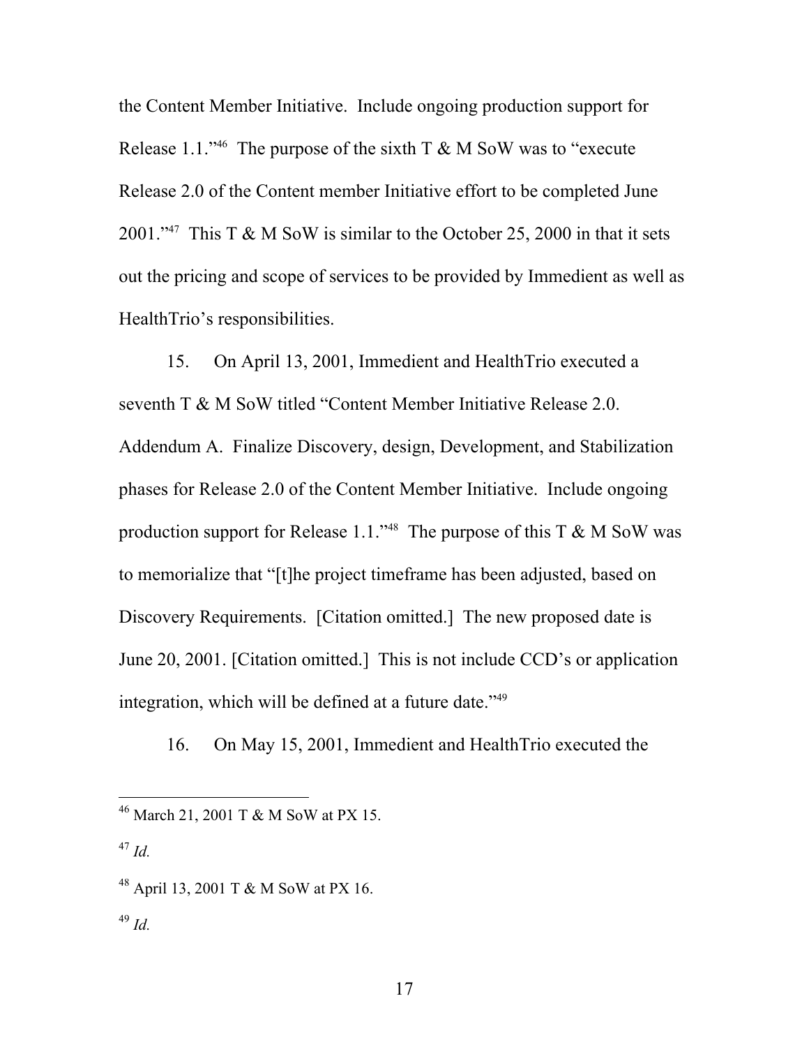the Content Member Initiative. Include ongoing production support for Release 1.1."[46] The purpose of the sixth T & M SoW was to "execute Release 2.0 of the Content member Initiative effort to be completed June 2001."[47] This T & M SoW is similar to the October 25, 2000 in that it sets out the pricing and scope of services to be provided by Immedient as well as HealthTrio's responsibilities.

15. On April 13, 2001, Immedient and HealthTrio executed a seventh T & M SoW titled "Content Member Initiative Release 2.0. Addendum A. Finalize Discovery, design, Development, and Stabilization phases for Release 2.0 of the Content Member Initiative. Include ongoing production support for Release 1.1."[48] The purpose of this T & M SoW was to memorialize that "[t]he project timeframe has been adjusted, based on Discovery Requirements. [Citation omitted.] The new proposed date is June 20, 2001. [Citation omitted.] This is not include CCD's or application integration, which will be defined at a future date."[49]

16. On May 15, 2001, Immedient and HealthTrio executed the

---

[46] March 21, 2001 T & M SoW at PX 15.

[47] *Id.*

[48] April 13, 2001 T & M SoW at PX 16.

[49] *Id.*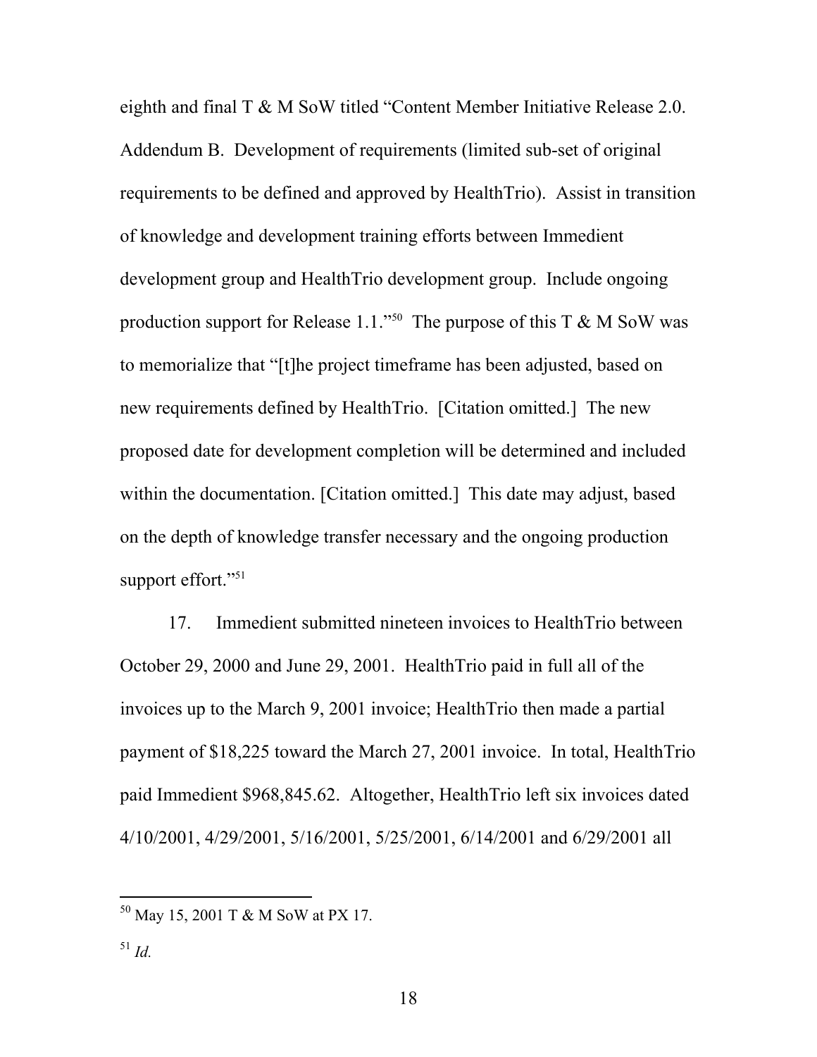eighth and final T & M SoW titled "Content Member Initiative Release 2.0. Addendum B. Development of requirements (limited sub-set of original requirements to be defined and approved by HealthTrio). Assist in transition of knowledge and development training efforts between Immedient development group and HealthTrio development group. Include ongoing production support for Release 1.1."[50] The purpose of this T & M SoW was to memorialize that "[t]he project timeframe has been adjusted, based on new requirements defined by HealthTrio. [Citation omitted.] The new proposed date for development completion will be determined and included within the documentation. [Citation omitted.] This date may adjust, based on the depth of knowledge transfer necessary and the ongoing production support effort."[51]

17. Immedient submitted nineteen invoices to HealthTrio between October 29, 2000 and June 29, 2001. HealthTrio paid in full all of the invoices up to the March 9, 2001 invoice; HealthTrio then made a partial payment of $18,225 toward the March 27, 2001 invoice. In total, HealthTrio paid Immedient $968,845.62. Altogether, HealthTrio left six invoices dated 4/10/2001, 4/29/2001, 5/16/2001, 5/25/2001, 6/14/2001 and 6/29/2001 all

---

[50] May 15, 2001 T & M SoW at PX 17.

[51] *Id.*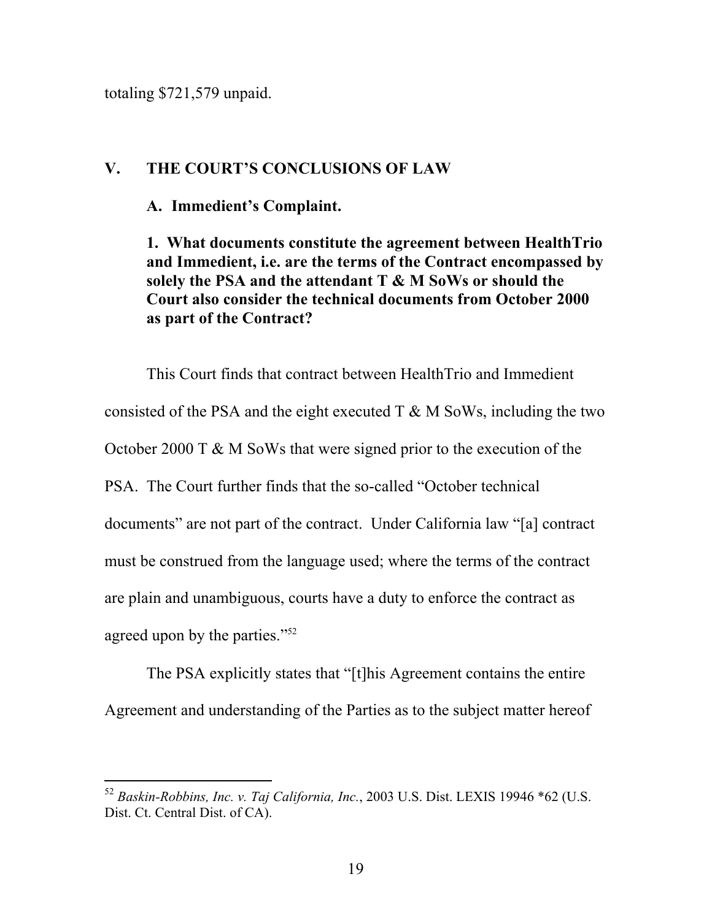totaling $721,579 unpaid.

## V. THE COURT'S CONCLUSIONS OF LAW

### A. Immedient's Complaint.

#### 1. What documents constitute the agreement between HealthTrio and Immedient, i.e. are the terms of the Contract encompassed by solely the PSA and the attendant T & M SoWs or should the Court also consider the technical documents from October 2000 as part of the Contract?

This Court finds that contract between HealthTrio and Immedient consisted of the PSA and the eight executed T & M SoWs, including the two October 2000 T & M SoWs that were signed prior to the execution of the PSA. The Court further finds that the so-called "October technical documents" are not part of the contract. Under California law "[a] contract must be construed from the language used; where the terms of the contract are plain and unambiguous, courts have a duty to enforce the contract as agreed upon by the parties."[52]

The PSA explicitly states that "[t]his Agreement contains the entire Agreement and understanding of the Parties as to the subject matter hereof

---

[52] *Baskin-Robbins, Inc. v. Taj California, Inc.*, 2003 U.S. Dist. LEXIS 19946 *62 (U.S. Dist. Ct. Central Dist. of CA).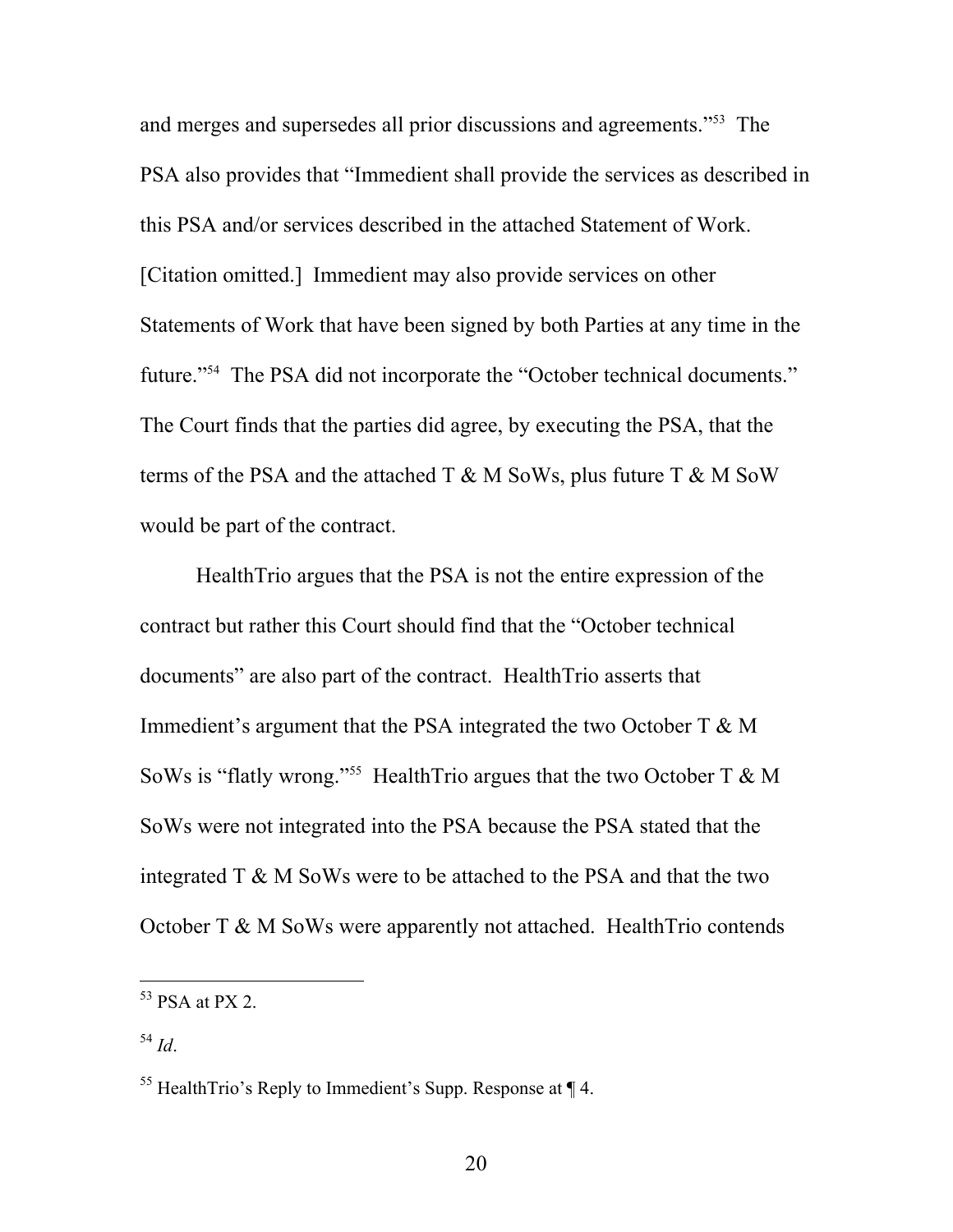and merges and supersedes all prior discussions and agreements."[53] The PSA also provides that "Immedient shall provide the services as described in this PSA and/or services described in the attached Statement of Work. [Citation omitted.] Immedient may also provide services on other Statements of Work that have been signed by both Parties at any time in the future."[54] The PSA did not incorporate the "October technical documents." The Court finds that the parties did agree, by executing the PSA, that the terms of the PSA and the attached T & M SoWs, plus future T & M SoW would be part of the contract.

HealthTrio argues that the PSA is not the entire expression of the contract but rather this Court should find that the "October technical documents" are also part of the contract. HealthTrio asserts that Immedient's argument that the PSA integrated the two October T & M SoWs is "flatly wrong."[55] HealthTrio argues that the two October T & M SoWs were not integrated into the PSA because the PSA stated that the integrated T & M SoWs were to be attached to the PSA and that the two October T & M SoWs were apparently not attached. HealthTrio contends

---

[53] PSA at PX 2.

[54] *Id*.

[55] HealthTrio's Reply to Immedient's Supp. Response at ¶ 4.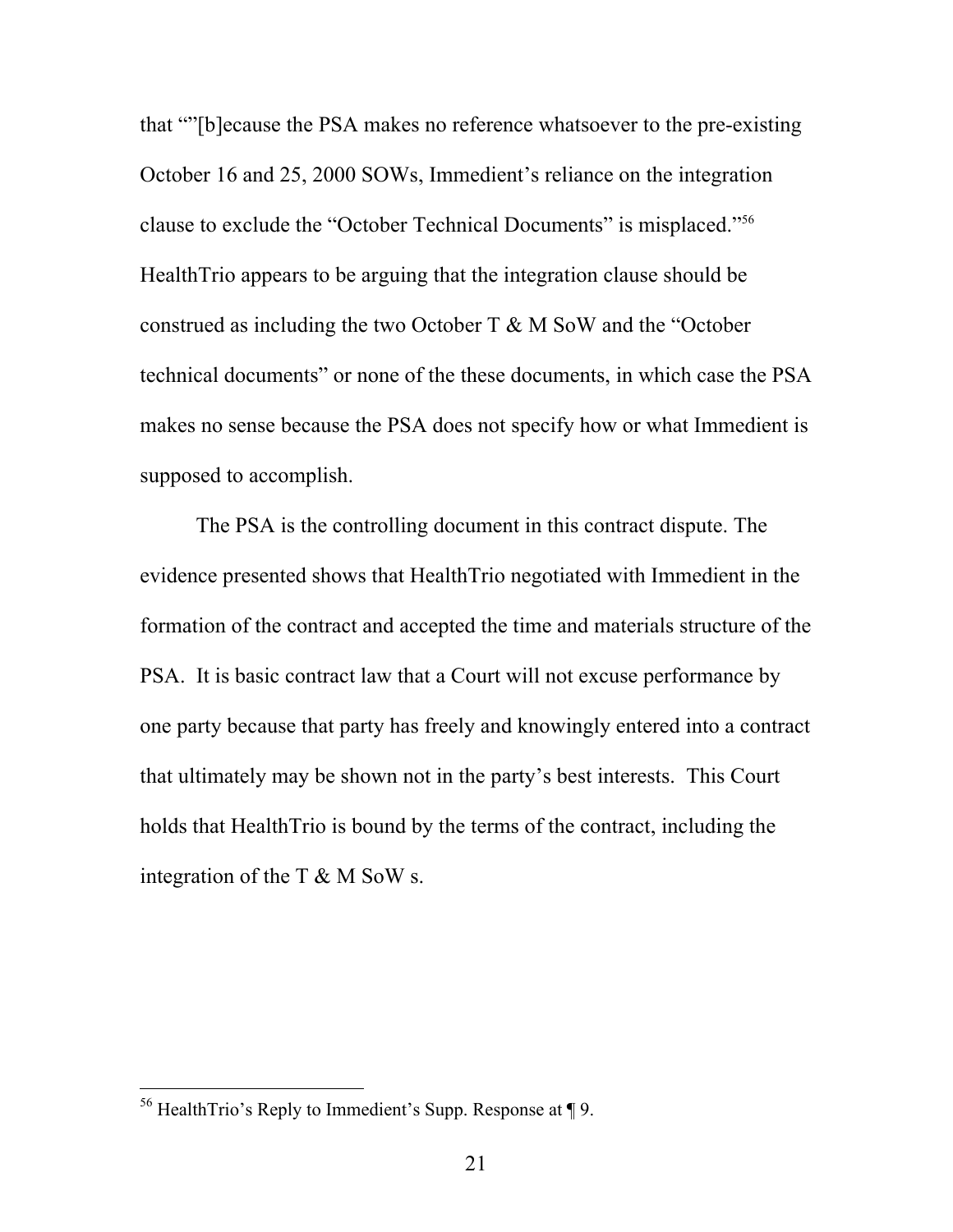that “”[b]ecause the PSA makes no reference whatsoever to the pre-existing October 16 and 25, 2000 SOWs, Immedient’s reliance on the integration clause to exclude the “October Technical Documents” is misplaced.”[56] HealthTrio appears to be arguing that the integration clause should be construed as including the two October T & M SoW and the “October technical documents” or none of the these documents, in which case the PSA makes no sense because the PSA does not specify how or what Immedient is supposed to accomplish.

The PSA is the controlling document in this contract dispute. The evidence presented shows that HealthTrio negotiated with Immedient in the formation of the contract and accepted the time and materials structure of the PSA. It is basic contract law that a Court will not excuse performance by one party because that party has freely and knowingly entered into a contract that ultimately may be shown not in the party’s best interests. This Court holds that HealthTrio is bound by the terms of the contract, including the integration of the T & M SoW s.

---

[56] HealthTrio’s Reply to Immedient’s Supp. Response at ¶ 9.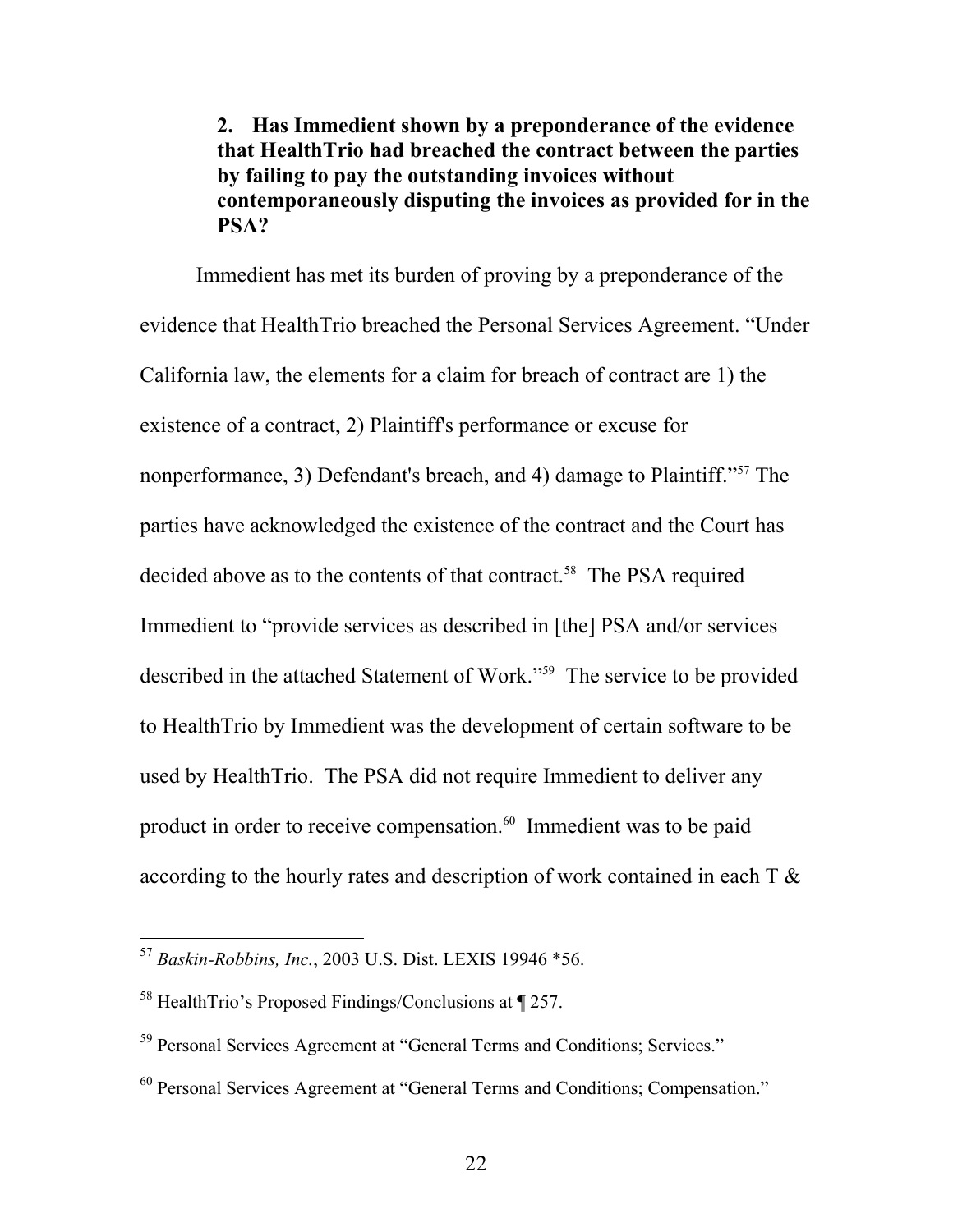**2. Has Immedient shown by a preponderance of the evidence that HealthTrio had breached the contract between the parties by failing to pay the outstanding invoices without contemporaneously disputing the invoices as provided for in the PSA?**

Immedient has met its burden of proving by a preponderance of the evidence that HealthTrio breached the Personal Services Agreement. "Under California law, the elements for a claim for breach of contract are 1) the existence of a contract, 2) Plaintiff's performance or excuse for nonperformance, 3) Defendant's breach, and 4) damage to Plaintiff."[57] The parties have acknowledged the existence of the contract and the Court has decided above as to the contents of that contract.[58] The PSA required Immedient to "provide services as described in [the] PSA and/or services described in the attached Statement of Work."[59] The service to be provided to HealthTrio by Immedient was the development of certain software to be used by HealthTrio. The PSA did not require Immedient to deliver any product in order to receive compensation.[60] Immedient was to be paid according to the hourly rates and description of work contained in each T &

---

[57] *Baskin-Robbins, Inc.*, 2003 U.S. Dist. LEXIS 19946 *56.

[58] HealthTrio's Proposed Findings/Conclusions at ¶ 257.

[59] Personal Services Agreement at "General Terms and Conditions; Services."

[60] Personal Services Agreement at "General Terms and Conditions; Compensation."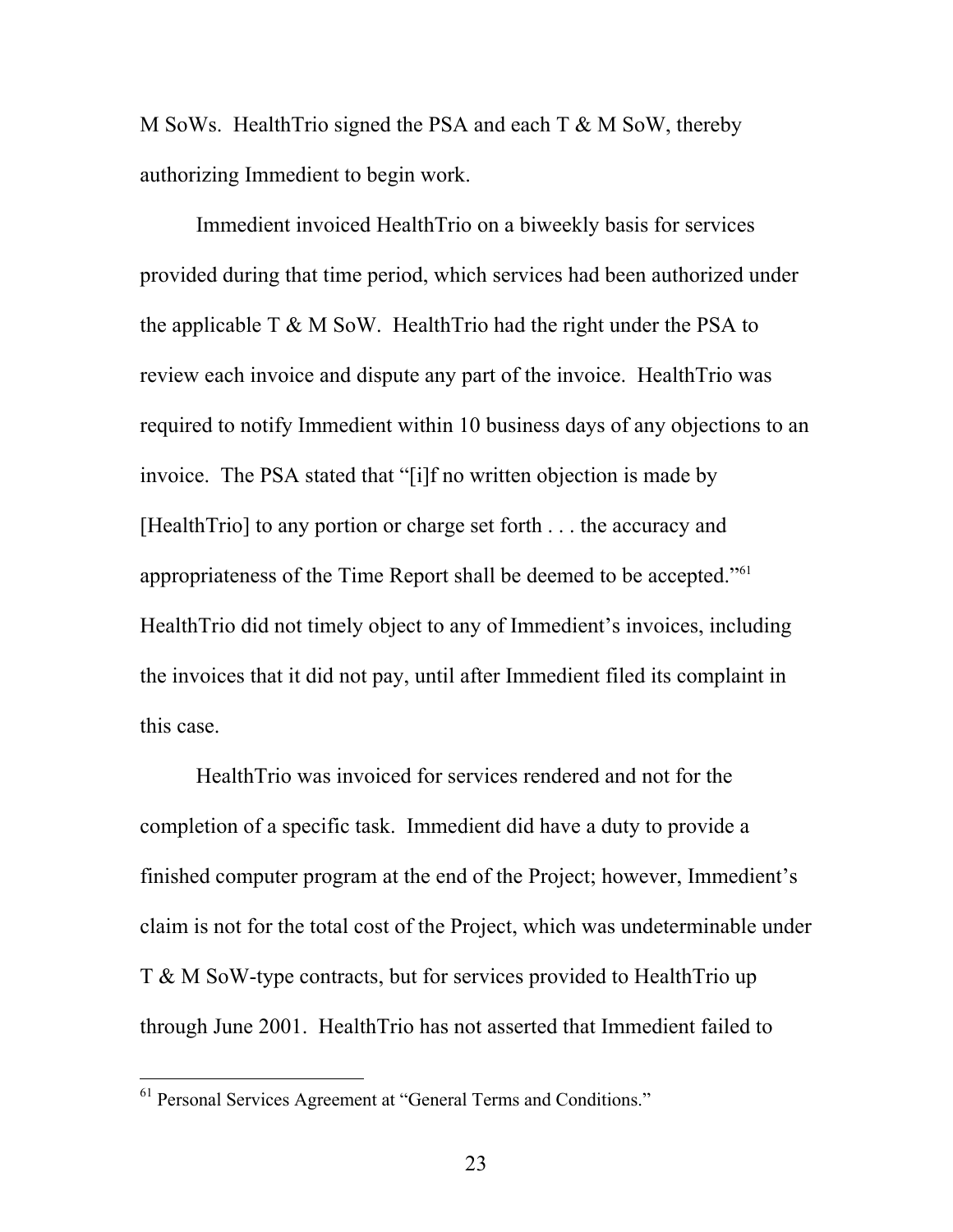M SoWs. HealthTrio signed the PSA and each T & M SoW, thereby authorizing Immedient to begin work.

Immedient invoiced HealthTrio on a biweekly basis for services provided during that time period, which services had been authorized under the applicable T & M SoW. HealthTrio had the right under the PSA to review each invoice and dispute any part of the invoice. HealthTrio was required to notify Immedient within 10 business days of any objections to an invoice. The PSA stated that "[i]f no written objection is made by [HealthTrio] to any portion or charge set forth . . . the accuracy and appropriateness of the Time Report shall be deemed to be accepted."[61] HealthTrio did not timely object to any of Immedient's invoices, including the invoices that it did not pay, until after Immedient filed its complaint in this case.

HealthTrio was invoiced for services rendered and not for the completion of a specific task. Immedient did have a duty to provide a finished computer program at the end of the Project; however, Immedient's claim is not for the total cost of the Project, which was undeterminable under T & M SoW-type contracts, but for services provided to HealthTrio up through June 2001. HealthTrio has not asserted that Immedient failed to

[61] Personal Services Agreement at "General Terms and Conditions."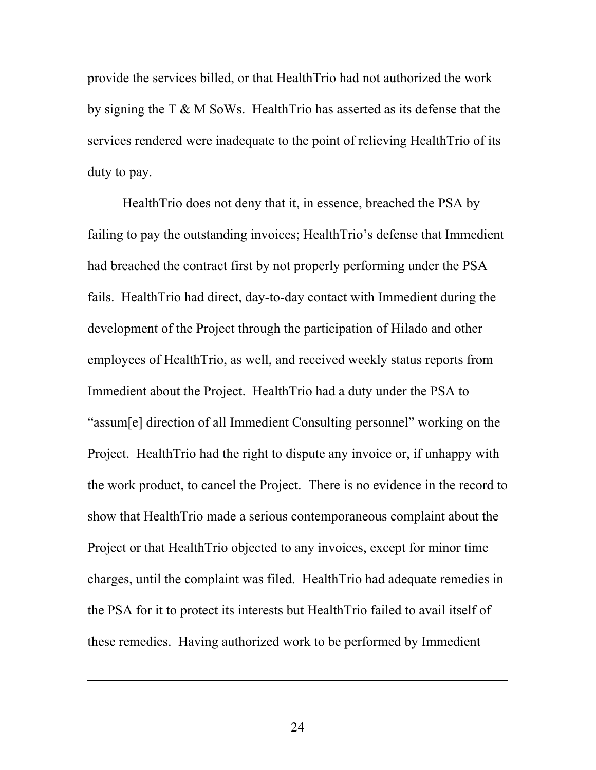provide the services billed, or that HealthTrio had not authorized the work by signing the T & M SoWs. HealthTrio has asserted as its defense that the services rendered were inadequate to the point of relieving HealthTrio of its duty to pay.

HealthTrio does not deny that it, in essence, breached the PSA by failing to pay the outstanding invoices; HealthTrio's defense that Immedient had breached the contract first by not properly performing under the PSA fails. HealthTrio had direct, day-to-day contact with Immedient during the development of the Project through the participation of Hilado and other employees of HealthTrio, as well, and received weekly status reports from Immedient about the Project. HealthTrio had a duty under the PSA to "assum[e] direction of all Immedient Consulting personnel" working on the Project. HealthTrio had the right to dispute any invoice or, if unhappy with the work product, to cancel the Project. There is no evidence in the record to show that HealthTrio made a serious contemporaneous complaint about the Project or that HealthTrio objected to any invoices, except for minor time charges, until the complaint was filed. HealthTrio had adequate remedies in the PSA for it to protect its interests but HealthTrio failed to avail itself of these remedies. Having authorized work to be performed by Immedient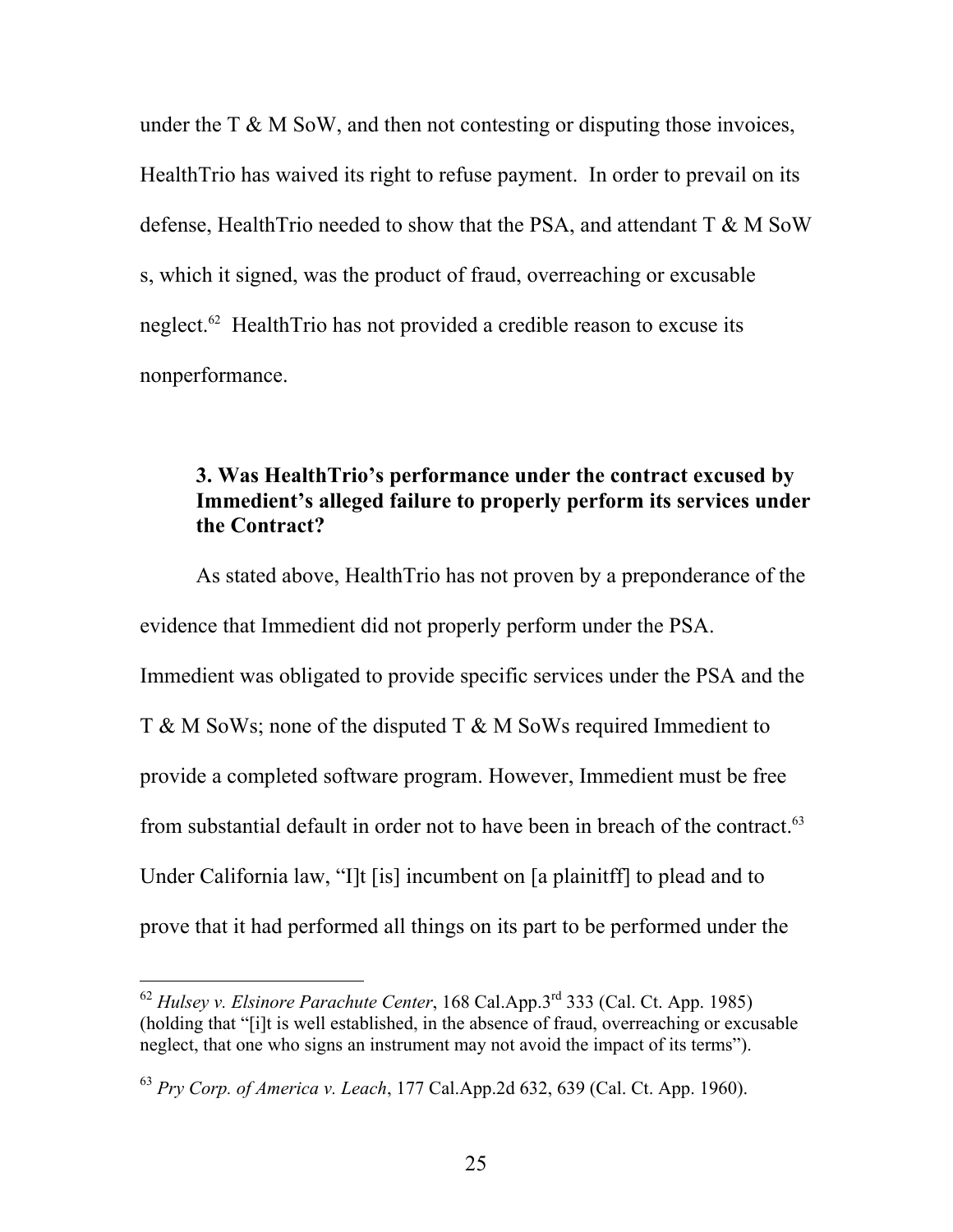under the T & M SoW, and then not contesting or disputing those invoices, HealthTrio has waived its right to refuse payment. In order to prevail on its defense, HealthTrio needed to show that the PSA, and attendant T & M SoW s, which it signed, was the product of fraud, overreaching or excusable neglect.[62] HealthTrio has not provided a credible reason to excuse its nonperformance.

### 3. Was HealthTrio's performance under the contract excused by Immedient's alleged failure to properly perform its services under the Contract?

As stated above, HealthTrio has not proven by a preponderance of the evidence that Immedient did not properly perform under the PSA. Immedient was obligated to provide specific services under the PSA and the T & M SoWs; none of the disputed T & M SoWs required Immedient to provide a completed software program. However, Immedient must be free from substantial default in order not to have been in breach of the contract.[63] Under California law, "I]t [is] incumbent on [a plainitff] to plead and to prove that it had performed all things on its part to be performed under the

---

[62] *Hulsey v. Elsinore Parachute Center*, 168 Cal.App.3rd 333 (Cal. Ct. App. 1985) (holding that "[i]t is well established, in the absence of fraud, overreaching or excusable neglect, that one who signs an instrument may not avoid the impact of its terms").

[63] *Pry Corp. of America v. Leach*, 177 Cal.App.2d 632, 639 (Cal. Ct. App. 1960).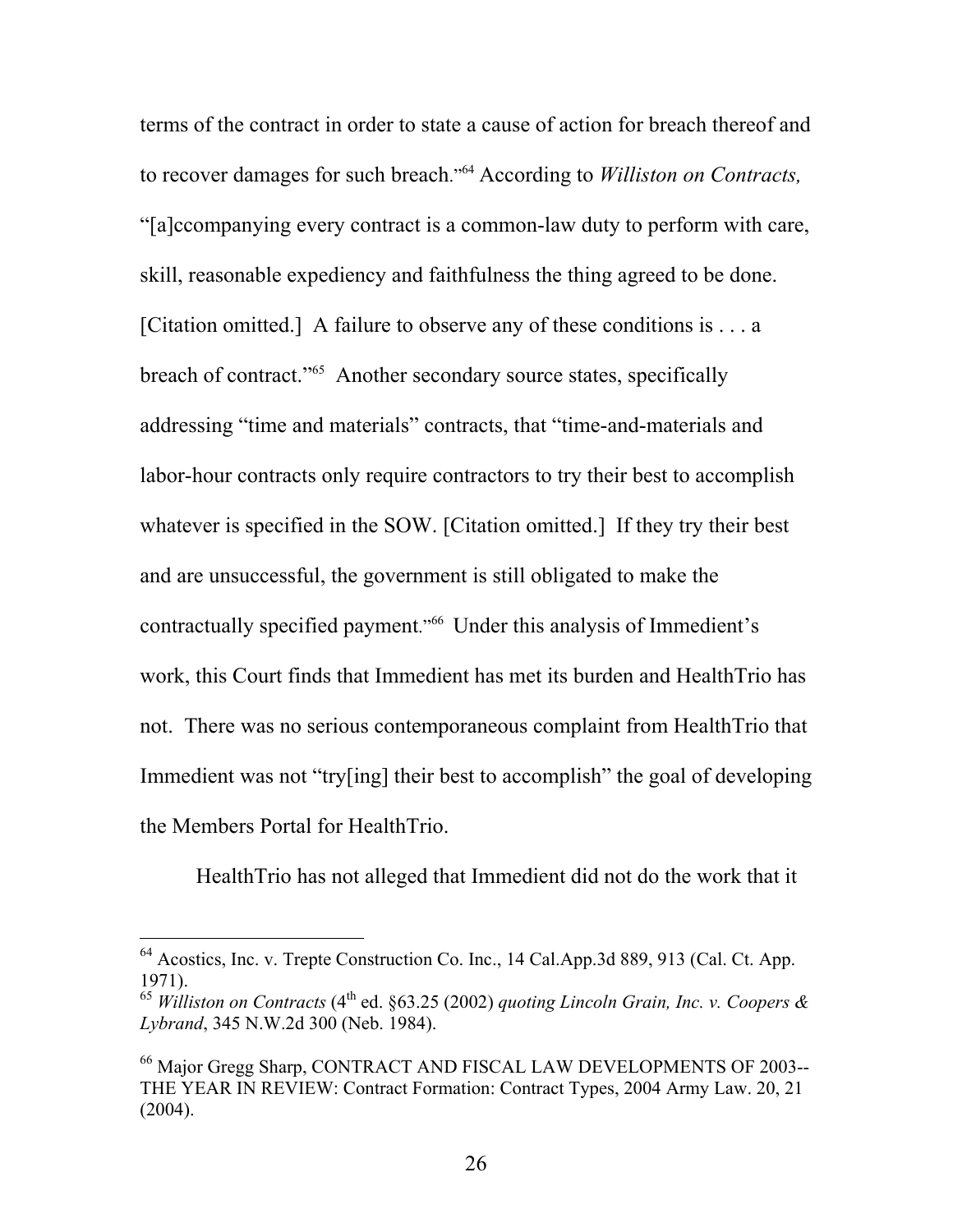terms of the contract in order to state a cause of action for breach thereof and to recover damages for such breach."[64] According to *Williston on Contracts,* "[a]ccompanying every contract is a common-law duty to perform with care, skill, reasonable expediency and faithfulness the thing agreed to be done. [Citation omitted.] A failure to observe any of these conditions is . . . a breach of contract."[65] Another secondary source states, specifically addressing "time and materials" contracts, that "time-and-materials and labor-hour contracts only require contractors to try their best to accomplish whatever is specified in the SOW. [Citation omitted.] If they try their best and are unsuccessful, the government is still obligated to make the contractually specified payment."[66] Under this analysis of Immedient's work, this Court finds that Immedient has met its burden and HealthTrio has not. There was no serious contemporaneous complaint from HealthTrio that Immedient was not "try[ing] their best to accomplish" the goal of developing the Members Portal for HealthTrio.

HealthTrio has not alleged that Immedient did not do the work that it

---

[64] Acostics, Inc. v. Trepte Construction Co. Inc., 14 Cal.App.3d 889, 913 (Cal. Ct. App. 1971).

[65] *Williston on Contracts* (4th ed. §63.25 (2002) *quoting Lincoln Grain, Inc. v. Coopers & Lybrand*, 345 N.W.2d 300 (Neb. 1984).

[66] Major Gregg Sharp, CONTRACT AND FISCAL LAW DEVELOPMENTS OF 2003--THE YEAR IN REVIEW: Contract Formation: Contract Types, 2004 Army Law. 20, 21 (2004).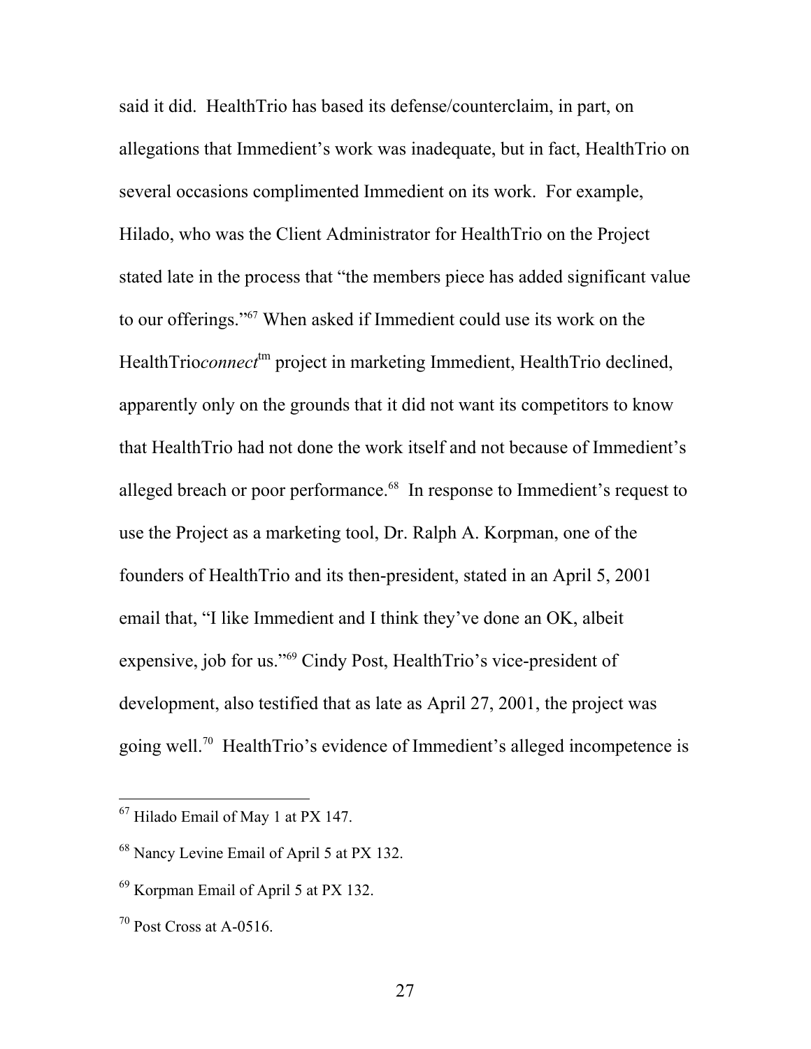said it did. HealthTrio has based its defense/counterclaim, in part, on allegations that Immedient's work was inadequate, but in fact, HealthTrio on several occasions complimented Immedient on its work. For example, Hilado, who was the Client Administrator for HealthTrio on the Project stated late in the process that "the members piece has added significant value to our offerings."[67] When asked if Immedient could use its work on the HealthTrio*connect*[tm] project in marketing Immedient, HealthTrio declined, apparently only on the grounds that it did not want its competitors to know that HealthTrio had not done the work itself and not because of Immedient's alleged breach or poor performance.[68] In response to Immedient's request to use the Project as a marketing tool, Dr. Ralph A. Korpman, one of the founders of HealthTrio and its then-president, stated in an April 5, 2001 email that, "I like Immedient and I think they've done an OK, albeit expensive, job for us."[69] Cindy Post, HealthTrio's vice-president of development, also testified that as late as April 27, 2001, the project was going well.[70] HealthTrio's evidence of Immedient's alleged incompetence is

---

[67] Hilado Email of May 1 at PX 147.

[68] Nancy Levine Email of April 5 at PX 132.

[69] Korpman Email of April 5 at PX 132.

[70] Post Cross at A-0516.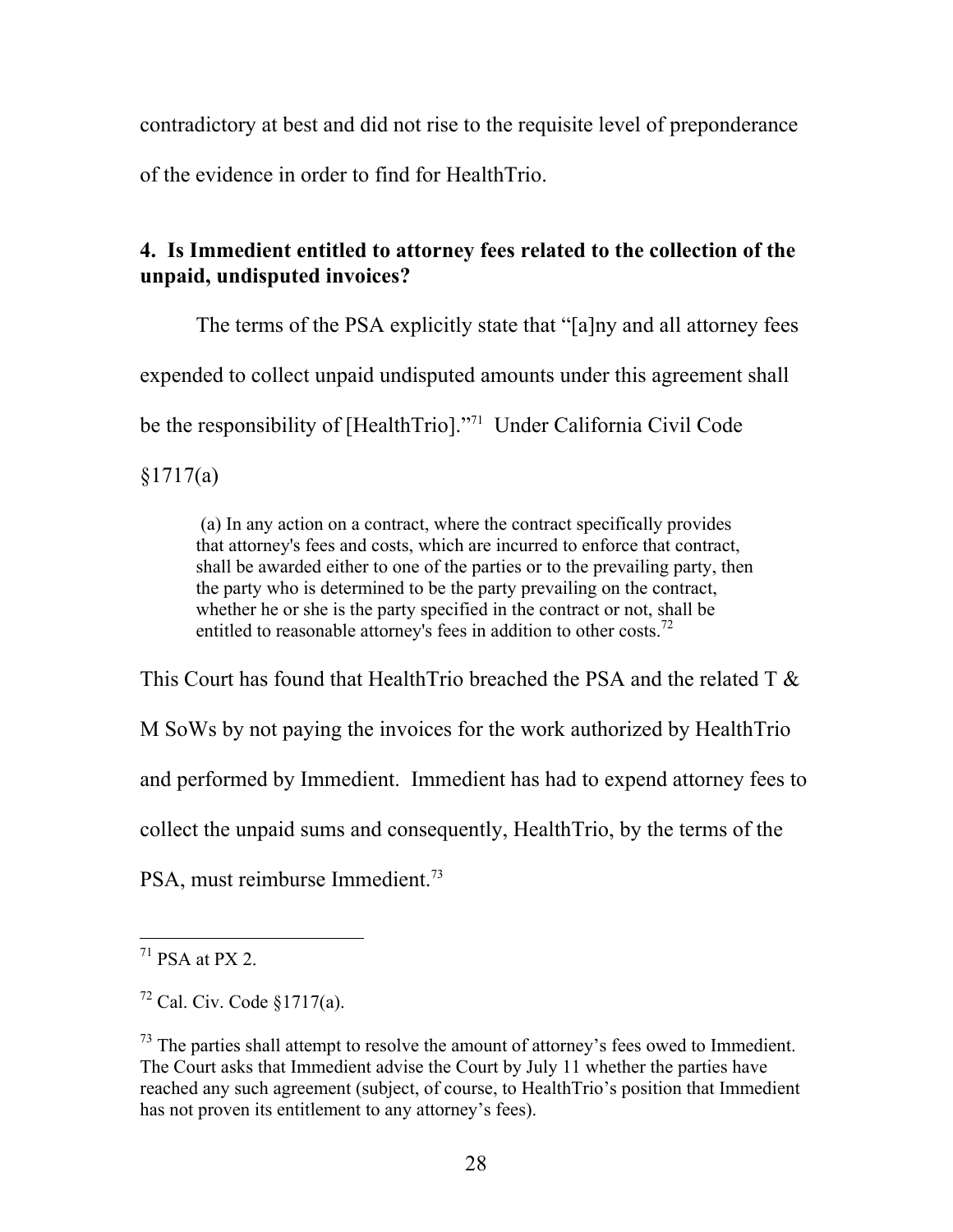contradictory at best and did not rise to the requisite level of preponderance of the evidence in order to find for HealthTrio.

**4. Is Immedient entitled to attorney fees related to the collection of the unpaid, undisputed invoices?**

The terms of the PSA explicitly state that "[a]ny and all attorney fees expended to collect unpaid undisputed amounts under this agreement shall be the responsibility of [HealthTrio]."[71] Under California Civil Code §1717(a)

> (a) In any action on a contract, where the contract specifically provides that attorney's fees and costs, which are incurred to enforce that contract, shall be awarded either to one of the parties or to the prevailing party, then the party who is determined to be the party prevailing on the contract, whether he or she is the party specified in the contract or not, shall be entitled to reasonable attorney's fees in addition to other costs.[72]

This Court has found that HealthTrio breached the PSA and the related T & M SoWs by not paying the invoices for the work authorized by HealthTrio and performed by Immedient. Immedient has had to expend attorney fees to collect the unpaid sums and consequently, HealthTrio, by the terms of the PSA, must reimburse Immedient.[73]

---

[71] PSA at PX 2.

[72] Cal. Civ. Code §1717(a).

[73] The parties shall attempt to resolve the amount of attorney's fees owed to Immedient. The Court asks that Immedient advise the Court by July 11 whether the parties have reached any such agreement (subject, of course, to HealthTrio's position that Immedient has not proven its entitlement to any attorney's fees).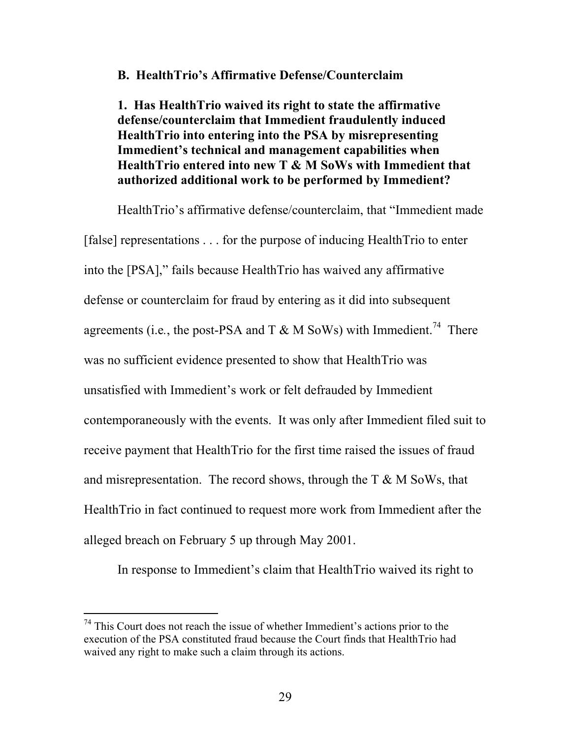### B. HealthTrio's Affirmative Defense/Counterclaim

**1. Has HealthTrio waived its right to state the affirmative defense/counterclaim that Immedient fraudulently induced HealthTrio into entering into the PSA by misrepresenting Immedient's technical and management capabilities when HealthTrio entered into new T & M SoWs with Immedient that authorized additional work to be performed by Immedient?**

HealthTrio's affirmative defense/counterclaim, that "Immedient made [false] representations . . . for the purpose of inducing HealthTrio to enter into the [PSA]," fails because HealthTrio has waived any affirmative defense or counterclaim for fraud by entering as it did into subsequent agreements (i.e., the post-PSA and T & M SoWs) with Immedient.[74] There was no sufficient evidence presented to show that HealthTrio was unsatisfied with Immedient's work or felt defrauded by Immedient contemporaneously with the events. It was only after Immedient filed suit to receive payment that HealthTrio for the first time raised the issues of fraud and misrepresentation. The record shows, through the T & M SoWs, that HealthTrio in fact continued to request more work from Immedient after the alleged breach on February 5 up through May 2001.

In response to Immedient's claim that HealthTrio waived its right to

---

[74] This Court does not reach the issue of whether Immedient's actions prior to the execution of the PSA constituted fraud because the Court finds that HealthTrio had waived any right to make such a claim through its actions.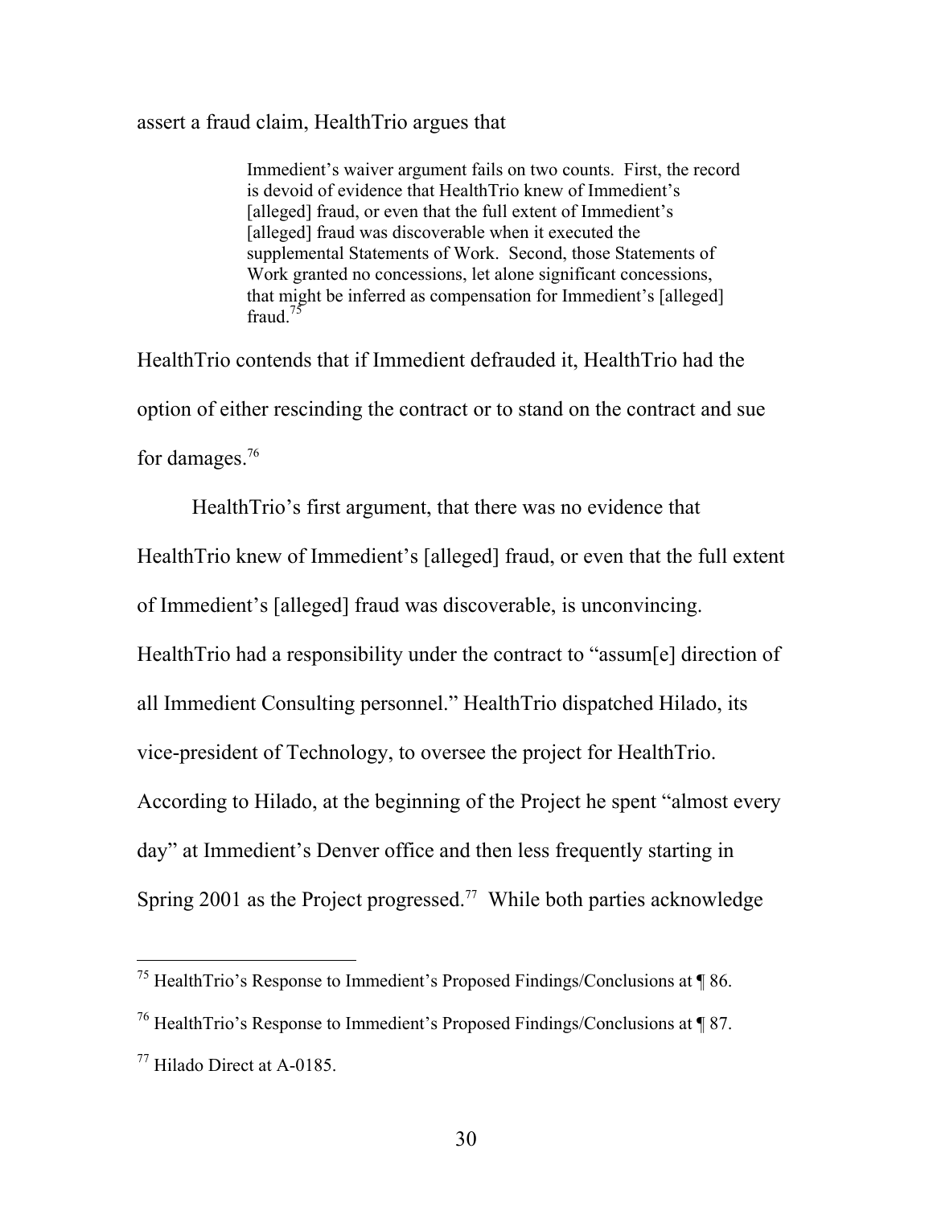assert a fraud claim, HealthTrio argues that

> Immedient's waiver argument fails on two counts. First, the record is devoid of evidence that HealthTrio knew of Immedient's [alleged] fraud, or even that the full extent of Immedient's [alleged] fraud was discoverable when it executed the supplemental Statements of Work. Second, those Statements of Work granted no concessions, let alone significant concessions, that might be inferred as compensation for Immedient's [alleged] fraud.[75]

HealthTrio contends that if Immedient defrauded it, HealthTrio had the option of either rescinding the contract or to stand on the contract and sue for damages.[76]

HealthTrio's first argument, that there was no evidence that HealthTrio knew of Immedient's [alleged] fraud, or even that the full extent of Immedient's [alleged] fraud was discoverable, is unconvincing. HealthTrio had a responsibility under the contract to "assum[e] direction of all Immedient Consulting personnel." HealthTrio dispatched Hilado, its vice-president of Technology, to oversee the project for HealthTrio. According to Hilado, at the beginning of the Project he spent "almost every day" at Immedient's Denver office and then less frequently starting in Spring 2001 as the Project progressed.[77] While both parties acknowledge

---

[75] HealthTrio's Response to Immedient's Proposed Findings/Conclusions at ¶ 86.

[76] HealthTrio's Response to Immedient's Proposed Findings/Conclusions at ¶ 87.

[77] Hilado Direct at A-0185.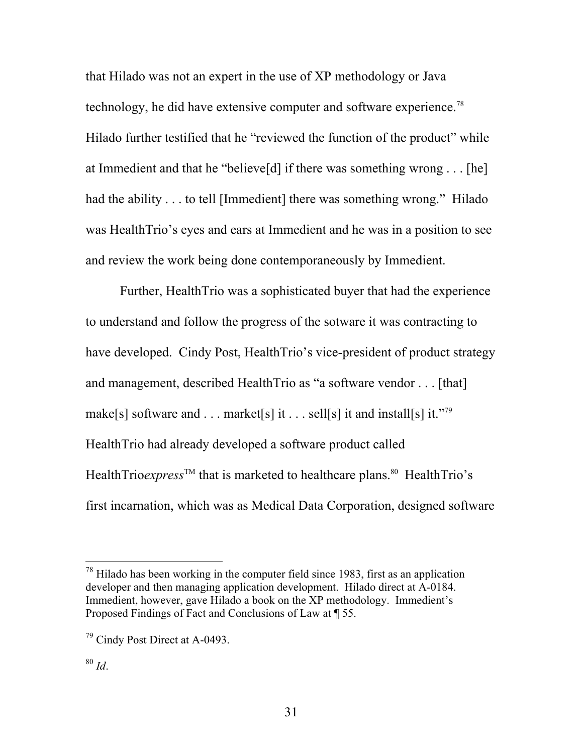that Hilado was not an expert in the use of XP methodology or Java technology, he did have extensive computer and software experience.[78] Hilado further testified that he "reviewed the function of the product" while at Immedient and that he "believe[d] if there was something wrong . . . [he] had the ability . . . to tell [Immedient] there was something wrong." Hilado was HealthTrio's eyes and ears at Immedient and he was in a position to see and review the work being done contemporaneously by Immedient.

Further, HealthTrio was a sophisticated buyer that had the experience to understand and follow the progress of the sotware it was contracting to have developed. Cindy Post, HealthTrio's vice-president of product strategy and management, described HealthTrio as "a software vendor . . . [that] make[s] software and . . . market[s] it . . . sell[s] it and install[s] it."[79] HealthTrio had already developed a software product called HealthTrio*express*™ that is marketed to healthcare plans.[80] HealthTrio's first incarnation, which was as Medical Data Corporation, designed software

---

[78] Hilado has been working in the computer field since 1983, first as an application developer and then managing application development. Hilado direct at A-0184. Immedient, however, gave Hilado a book on the XP methodology. Immedient's Proposed Findings of Fact and Conclusions of Law at ¶ 55.

[79] Cindy Post Direct at A-0493.

[80] *Id*.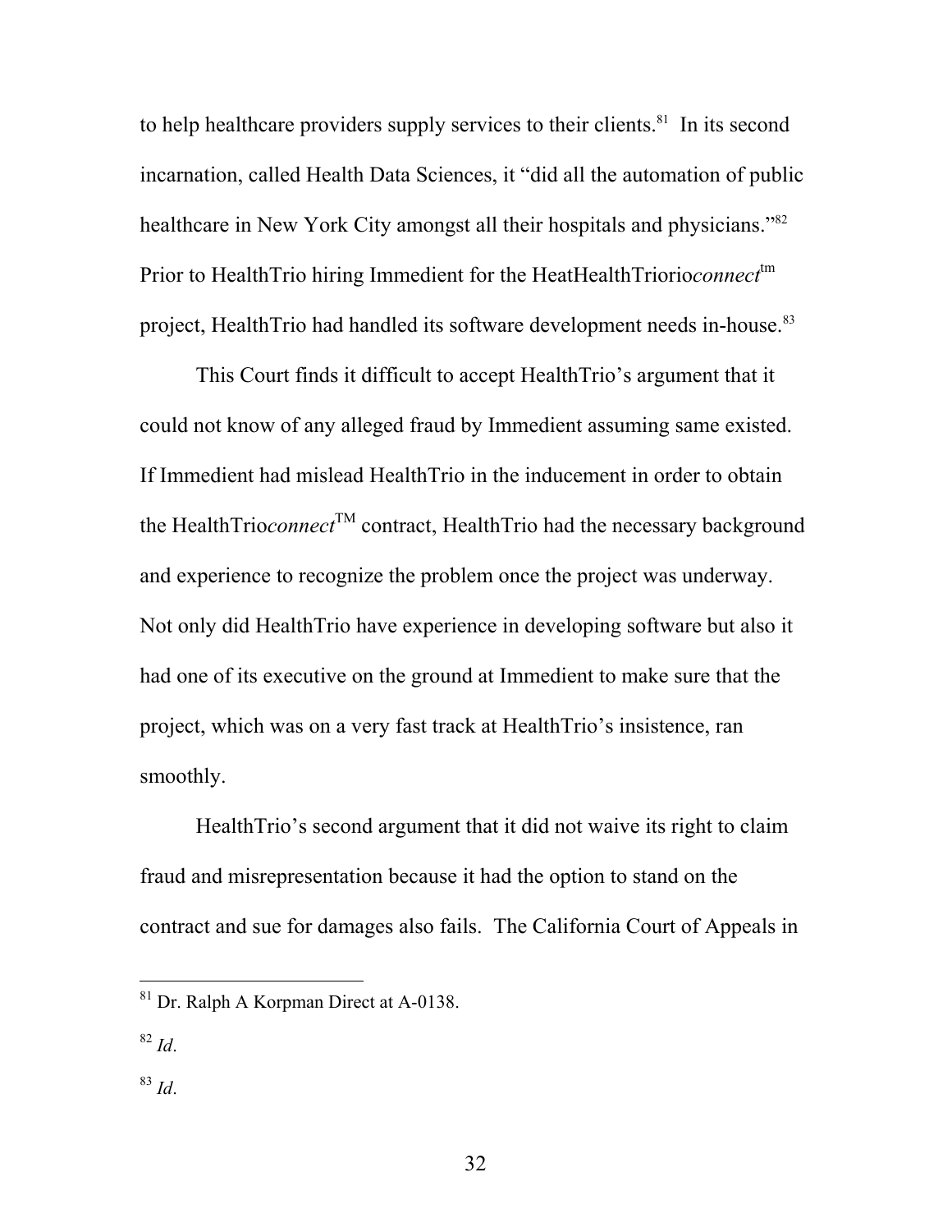to help healthcare providers supply services to their clients.[81] In its second incarnation, called Health Data Sciences, it "did all the automation of public healthcare in New York City amongst all their hospitals and physicians."[82] Prior to HealthTrio hiring Immedient for the HeatHealthTriorio*connect*™ project, HealthTrio had handled its software development needs in-house.[83]

This Court finds it difficult to accept HealthTrio's argument that it could not know of any alleged fraud by Immedient assuming same existed. If Immedient had mislead HealthTrio in the inducement in order to obtain the HealthTrio*connect*™ contract, HealthTrio had the necessary background and experience to recognize the problem once the project was underway. Not only did HealthTrio have experience in developing software but also it had one of its executive on the ground at Immedient to make sure that the project, which was on a very fast track at HealthTrio's insistence, ran smoothly.

HealthTrio's second argument that it did not waive its right to claim fraud and misrepresentation because it had the option to stand on the contract and sue for damages also fails. The California Court of Appeals in

---

[81] Dr. Ralph A Korpman Direct at A-0138.

[82] *Id*.

[83] *Id*.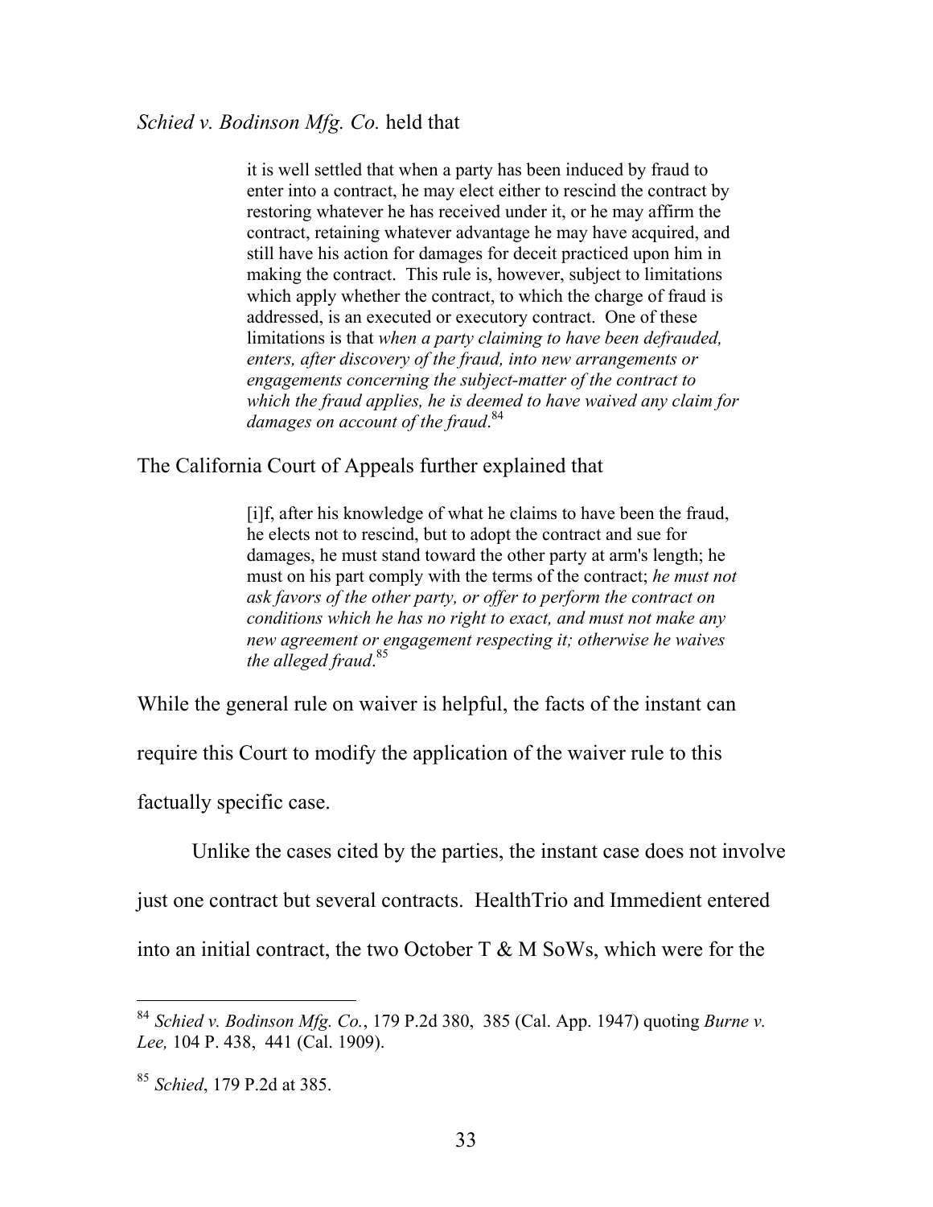*Schied v. Bodinson Mfg. Co.* held that

> it is well settled that when a party has been induced by fraud to enter into a contract, he may elect either to rescind the contract by restoring whatever he has received under it, or he may affirm the contract, retaining whatever advantage he may have acquired, and still have his action for damages for deceit practiced upon him in making the contract. This rule is, however, subject to limitations which apply whether the contract, to which the charge of fraud is addressed, is an executed or executory contract. One of these limitations is that *when a party claiming to have been defrauded, enters, after discovery of the fraud, into new arrangements or engagements concerning the subject-matter of the contract to which the fraud applies, he is deemed to have waived any claim for damages on account of the fraud*.[84]

The California Court of Appeals further explained that

> [i]f, after his knowledge of what he claims to have been the fraud, he elects not to rescind, but to adopt the contract and sue for damages, he must stand toward the other party at arm's length; he must on his part comply with the terms of the contract; *he must not ask favors of the other party, or offer to perform the contract on conditions which he has no right to exact, and must not make any new agreement or engagement respecting it; otherwise he waives the alleged fraud*.[85]

While the general rule on waiver is helpful, the facts of the instant can require this Court to modify the application of the waiver rule to this factually specific case.

Unlike the cases cited by the parties, the instant case does not involve just one contract but several contracts. HealthTrio and Immedient entered into an initial contract, the two October T & M SoWs, which were for the

---

[84] *Schied v. Bodinson Mfg. Co.*, 179 P.2d 380, 385 (Cal. App. 1947) quoting *Burne v. Lee,* 104 P. 438, 441 (Cal. 1909).

[85] *Schied*, 179 P.2d at 385.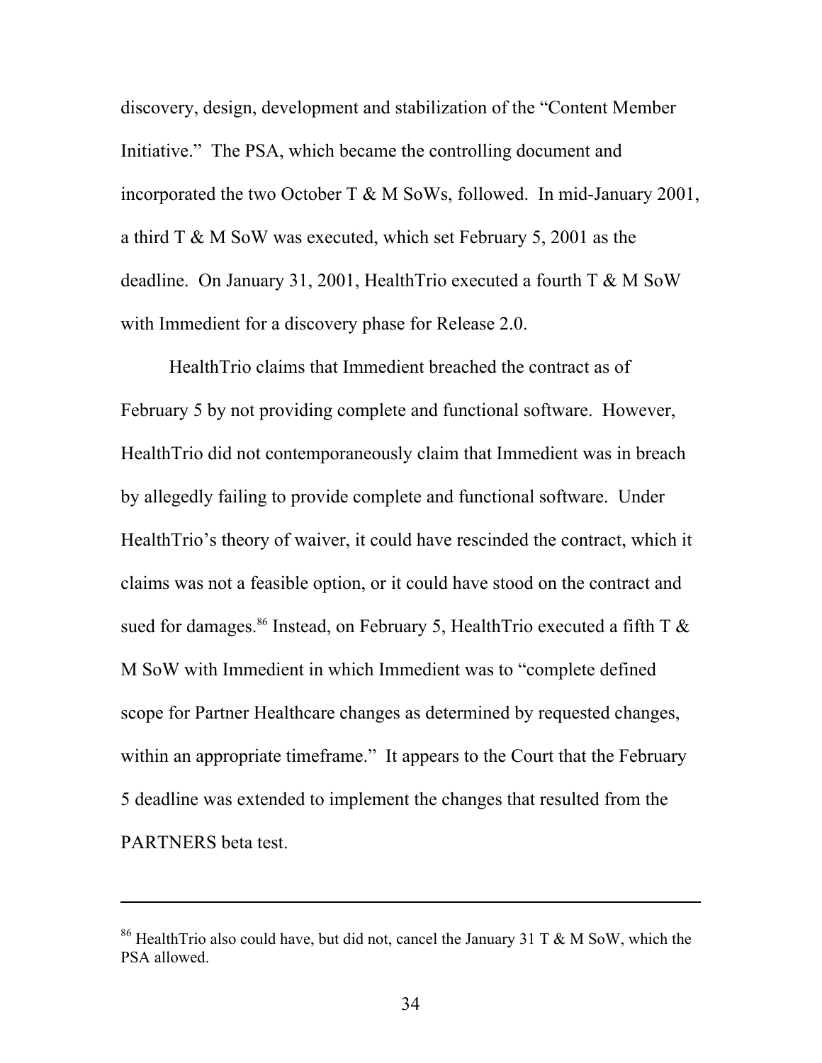discovery, design, development and stabilization of the "Content Member Initiative." The PSA, which became the controlling document and incorporated the two October T & M SoWs, followed. In mid-January 2001, a third T & M SoW was executed, which set February 5, 2001 as the deadline. On January 31, 2001, HealthTrio executed a fourth T & M SoW with Immedient for a discovery phase for Release 2.0.

HealthTrio claims that Immedient breached the contract as of February 5 by not providing complete and functional software. However, HealthTrio did not contemporaneously claim that Immedient was in breach by allegedly failing to provide complete and functional software. Under HealthTrio's theory of waiver, it could have rescinded the contract, which it claims was not a feasible option, or it could have stood on the contract and sued for damages.[86] Instead, on February 5, HealthTrio executed a fifth T & M SoW with Immedient in which Immedient was to "complete defined scope for Partner Healthcare changes as determined by requested changes, within an appropriate timeframe." It appears to the Court that the February 5 deadline was extended to implement the changes that resulted from the PARTNERS beta test.

---

[86] HealthTrio also could have, but did not, cancel the January 31 T & M SoW, which the PSA allowed.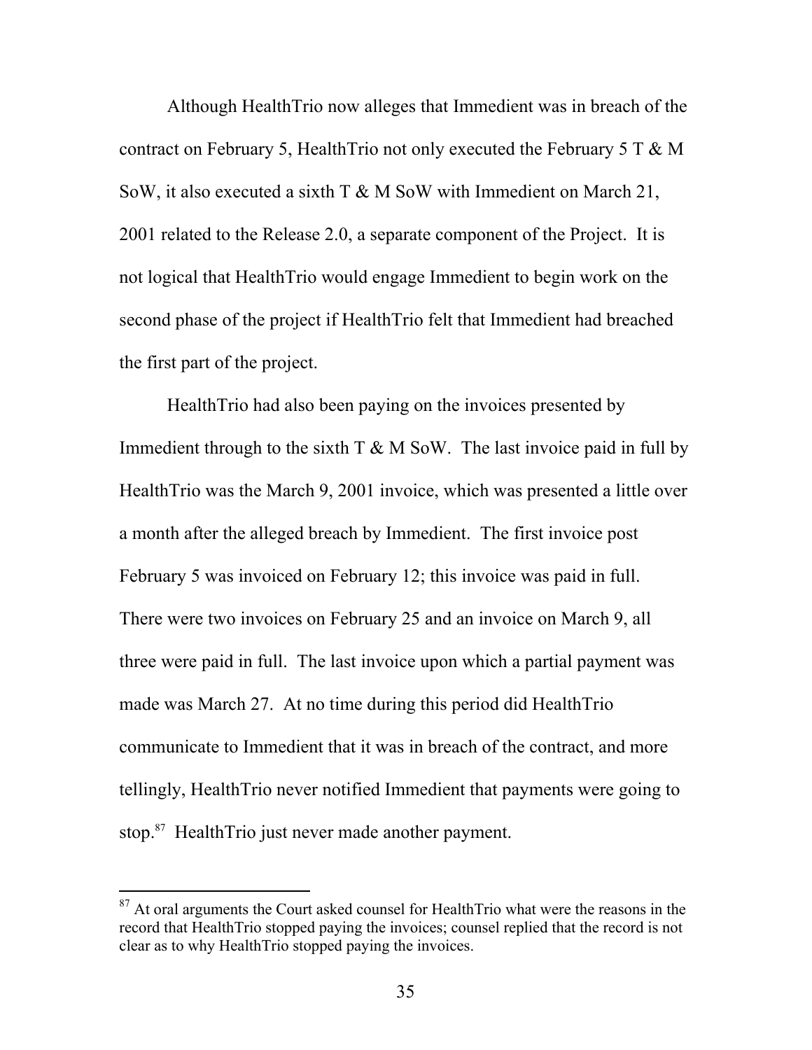Although HealthTrio now alleges that Immedient was in breach of the contract on February 5, HealthTrio not only executed the February 5 T & M SoW, it also executed a sixth T & M SoW with Immedient on March 21, 2001 related to the Release 2.0, a separate component of the Project. It is not logical that HealthTrio would engage Immedient to begin work on the second phase of the project if HealthTrio felt that Immedient had breached the first part of the project.

HealthTrio had also been paying on the invoices presented by Immedient through to the sixth T & M SoW. The last invoice paid in full by HealthTrio was the March 9, 2001 invoice, which was presented a little over a month after the alleged breach by Immedient. The first invoice post February 5 was invoiced on February 12; this invoice was paid in full. There were two invoices on February 25 and an invoice on March 9, all three were paid in full. The last invoice upon which a partial payment was made was March 27. At no time during this period did HealthTrio communicate to Immedient that it was in breach of the contract, and more tellingly, HealthTrio never notified Immedient that payments were going to stop.[87] HealthTrio just never made another payment.

---

[87] At oral arguments the Court asked counsel for HealthTrio what were the reasons in the record that HealthTrio stopped paying the invoices; counsel replied that the record is not clear as to why HealthTrio stopped paying the invoices.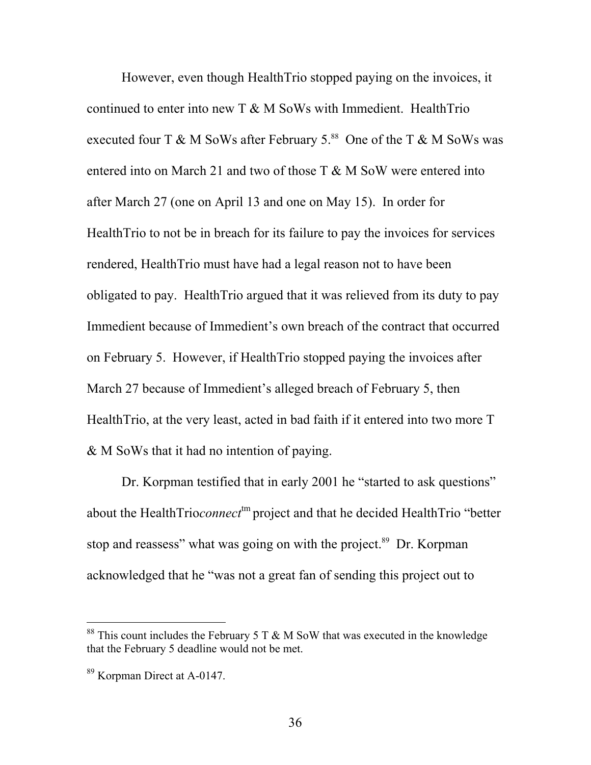However, even though HealthTrio stopped paying on the invoices, it continued to enter into new T & M SoWs with Immedient. HealthTrio executed four T & M SoWs after February 5.[88] One of the T & M SoWs was entered into on March 21 and two of those T & M SoW were entered into after March 27 (one on April 13 and one on May 15). In order for HealthTrio to not be in breach for its failure to pay the invoices for services rendered, HealthTrio must have had a legal reason not to have been obligated to pay. HealthTrio argued that it was relieved from its duty to pay Immedient because of Immedient's own breach of the contract that occurred on February 5. However, if HealthTrio stopped paying the invoices after March 27 because of Immedient's alleged breach of February 5, then HealthTrio, at the very least, acted in bad faith if it entered into two more T & M SoWs that it had no intention of paying.

Dr. Korpman testified that in early 2001 he "started to ask questions" about the HealthTrio*connect*[tm] project and that he decided HealthTrio "better stop and reassess" what was going on with the project.[89] Dr. Korpman acknowledged that he "was not a great fan of sending this project out to

---

[88] This count includes the February 5 T & M SoW that was executed in the knowledge that the February 5 deadline would not be met.

[89] Korpman Direct at A-0147.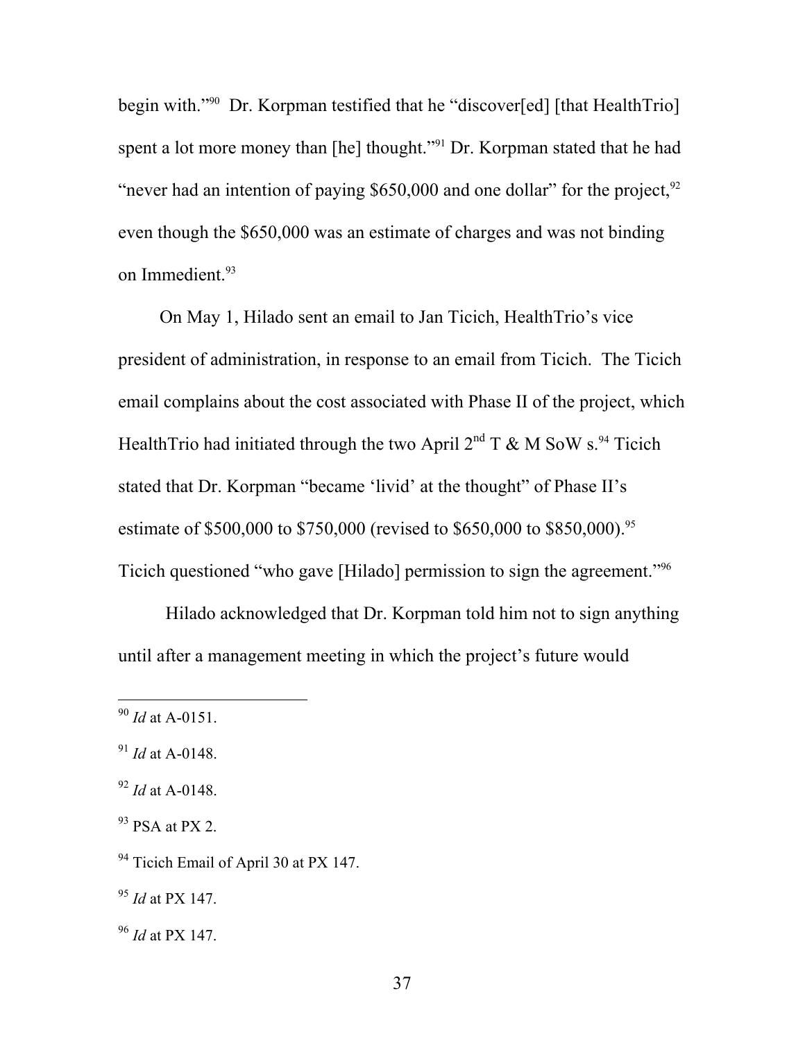begin with."[90] Dr. Korpman testified that he "discover[ed] [that HealthTrio] spent a lot more money than [he] thought."[91] Dr. Korpman stated that he had "never had an intention of paying $650,000 and one dollar" for the project,[92] even though the $650,000 was an estimate of charges and was not binding on Immedient.[93]

On May 1, Hilado sent an email to Jan Ticich, HealthTrio's vice president of administration, in response to an email from Ticich. The Ticich email complains about the cost associated with Phase II of the project, which HealthTrio had initiated through the two April 2nd T & M SoW s.[94] Ticich stated that Dr. Korpman "became 'livid' at the thought" of Phase II's estimate of $500,000 to $750,000 (revised to $650,000 to $850,000).[95] Ticich questioned "who gave [Hilado] permission to sign the agreement."[96]

Hilado acknowledged that Dr. Korpman told him not to sign anything until after a management meeting in which the project's future would

---

[90] *Id* at A-0151.

[91] *Id* at A-0148.

[92] *Id* at A-0148.

[93] PSA at PX 2.

[94] Ticich Email of April 30 at PX 147.

[95] *Id* at PX 147.

[96] *Id* at PX 147.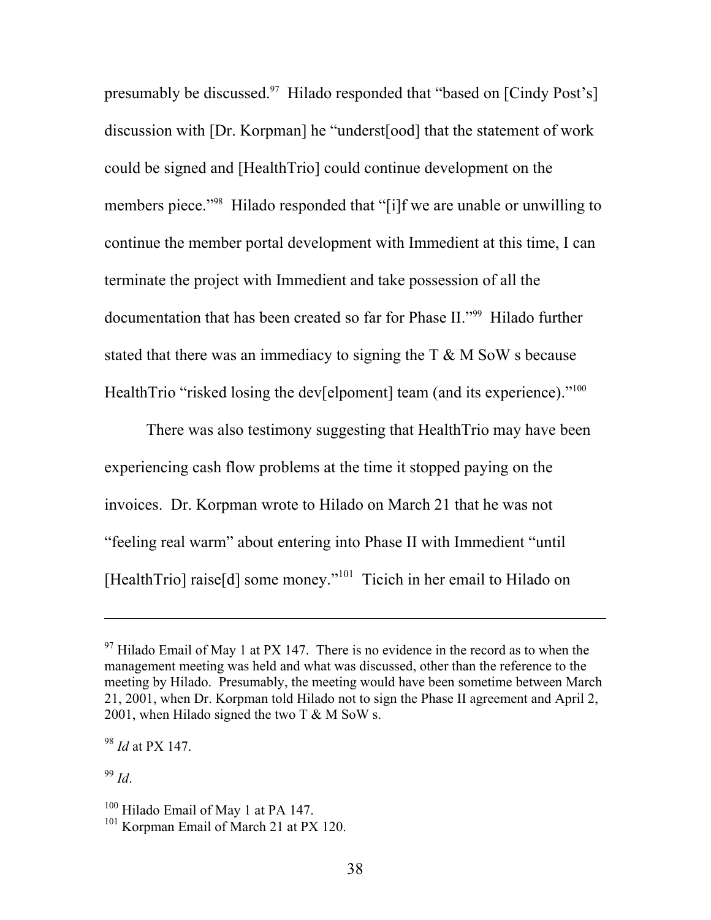presumably be discussed.[97] Hilado responded that "based on [Cindy Post's] discussion with [Dr. Korpman] he "underst[ood] that the statement of work could be signed and [HealthTrio] could continue development on the members piece."[98] Hilado responded that "[i]f we are unable or unwilling to continue the member portal development with Immedient at this time, I can terminate the project with Immedient and take possession of all the documentation that has been created so far for Phase II."[99] Hilado further stated that there was an immediacy to signing the T & M SoW s because HealthTrio "risked losing the dev[elpoment] team (and its experience)."[100]

There was also testimony suggesting that HealthTrio may have been experiencing cash flow problems at the time it stopped paying on the invoices. Dr. Korpman wrote to Hilado on March 21 that he was not "feeling real warm" about entering into Phase II with Immedient "until [HealthTrio] raise[d] some money."[101] Ticich in her email to Hilado on

---

[97] Hilado Email of May 1 at PX 147. There is no evidence in the record as to when the management meeting was held and what was discussed, other than the reference to the meeting by Hilado. Presumably, the meeting would have been sometime between March 21, 2001, when Dr. Korpman told Hilado not to sign the Phase II agreement and April 2, 2001, when Hilado signed the two T & M SoW s.

[98] *Id* at PX 147.

[99] *Id*.

[100] Hilado Email of May 1 at PA 147.

[101] Korpman Email of March 21 at PX 120.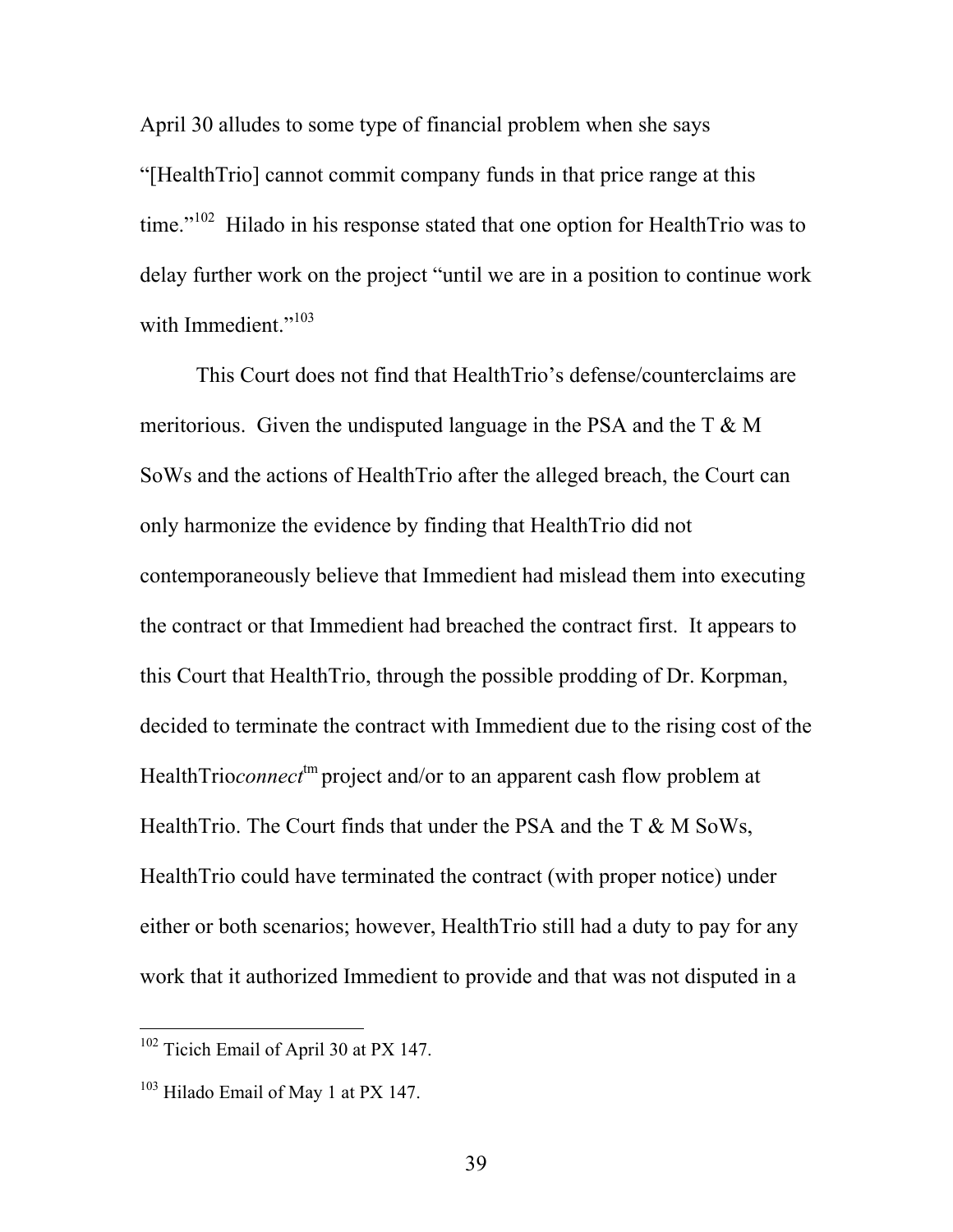April 30 alludes to some type of financial problem when she says "[HealthTrio] cannot commit company funds in that price range at this time."[102] Hilado in his response stated that one option for HealthTrio was to delay further work on the project "until we are in a position to continue work with Immedient."[103]

This Court does not find that HealthTrio's defense/counterclaims are meritorious. Given the undisputed language in the PSA and the T & M SoWs and the actions of HealthTrio after the alleged breach, the Court can only harmonize the evidence by finding that HealthTrio did not contemporaneously believe that Immedient had mislead them into executing the contract or that Immedient had breached the contract first. It appears to this Court that HealthTrio, through the possible prodding of Dr. Korpman, decided to terminate the contract with Immedient due to the rising cost of the HealthTrio*connect*[tm] project and/or to an apparent cash flow problem at HealthTrio. The Court finds that under the PSA and the T & M SoWs, HealthTrio could have terminated the contract (with proper notice) under either or both scenarios; however, HealthTrio still had a duty to pay for any work that it authorized Immedient to provide and that was not disputed in a

---

[102] Ticich Email of April 30 at PX 147.

[103] Hilado Email of May 1 at PX 147.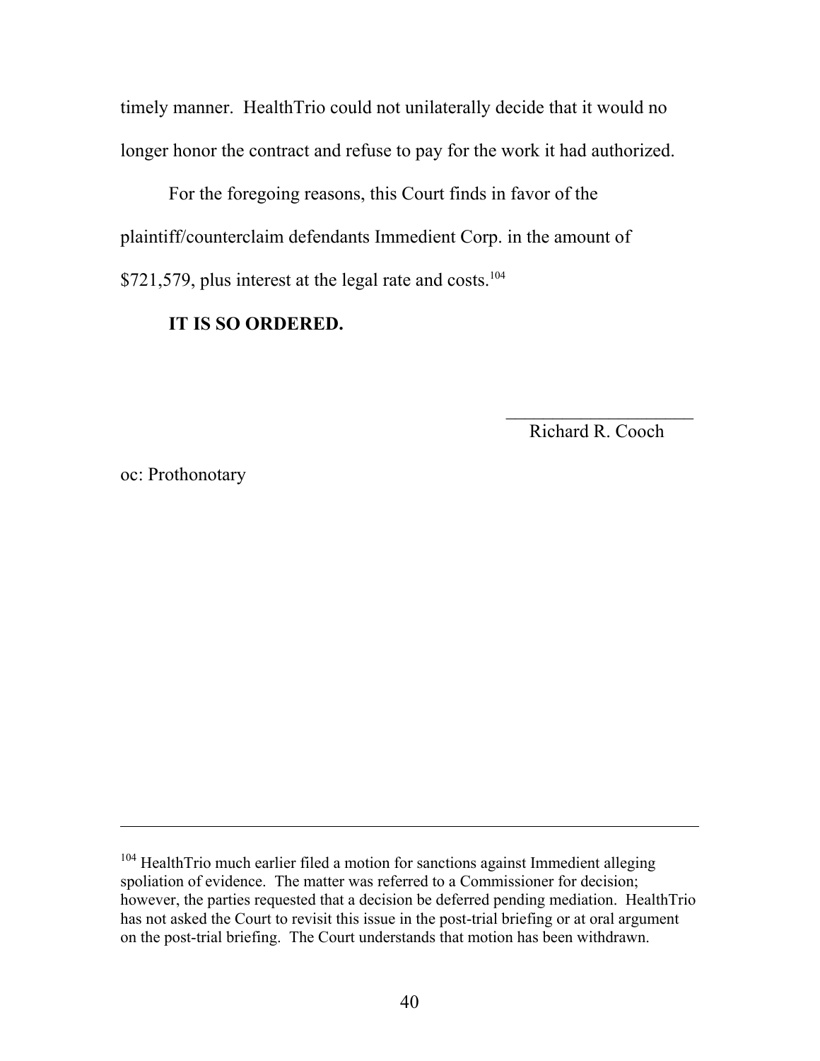timely manner. HealthTrio could not unilaterally decide that it would no longer honor the contract and refuse to pay for the work it had authorized.

For the foregoing reasons, this Court finds in favor of the plaintiff/counterclaim defendants Immedient Corp. in the amount of $721,579, plus interest at the legal rate and costs.[104]

**IT IS SO ORDERED.**

\_\_\_\_\_\_\_\_\_\_\_\_\_\_\_\_\_\_\_\_\_

Richard R. Cooch

oc: Prothonotary

---

[104] HealthTrio much earlier filed a motion for sanctions against Immedient alleging spoliation of evidence. The matter was referred to a Commissioner for decision; however, the parties requested that a decision be deferred pending mediation. HealthTrio has not asked the Court to revisit this issue in the post-trial briefing or at oral argument on the post-trial briefing. The Court understands that motion has been withdrawn.